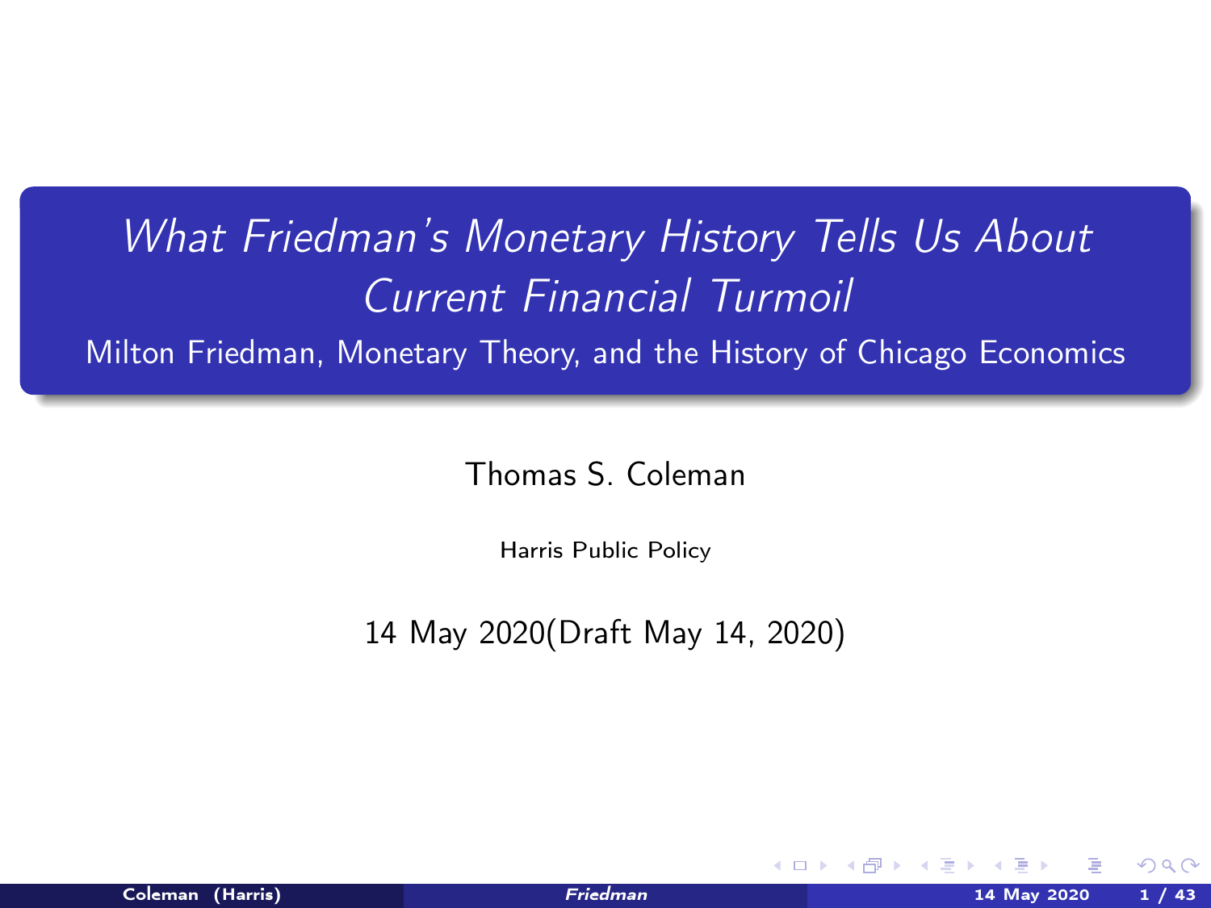# *What Friedman's Monetary History Tells Us About Current Financial Turmoil*

## Milton Friedman, Monetary Theory, and the History of Chicago Economics

Thomas S. Coleman

Harris Public Policy

14 May 2020(Draft May 14, 2020)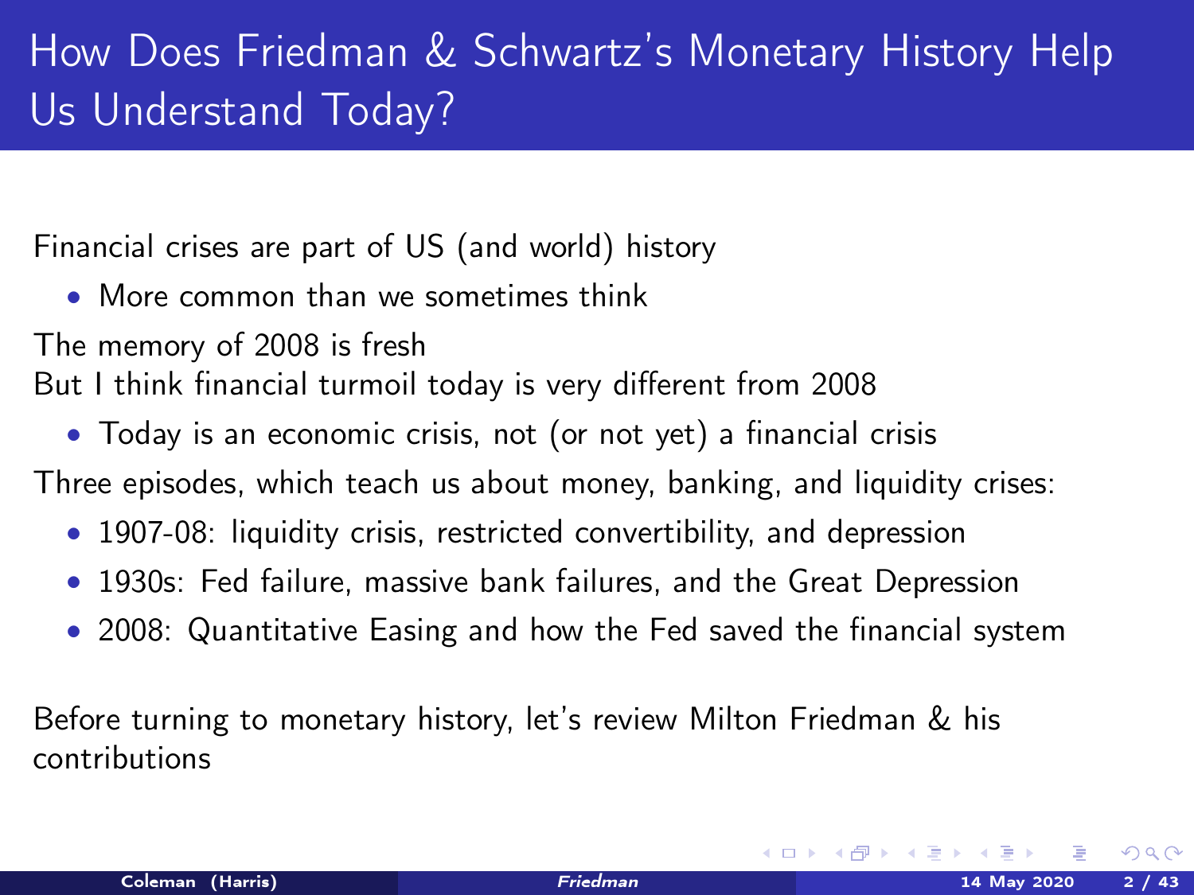# How Does Friedman & Schwartz's Monetary History Help Us Understand Today?

Financial crises are part of US (and world) history

- More common than we sometimes think

The memory of 2008 is fresh
But I think financial turmoil today is very different from 2008

- Today is an economic crisis, not (or not yet) a financial crisis

Three episodes, which teach us about money, banking, and liquidity crises:

- 1907-08: liquidity crisis, restricted convertibility, and depression
- 1930s: Fed failure, massive bank failures, and the Great Depression
- 2008: Quantitative Easing and how the Fed saved the financial system

Before turning to monetary history, let's review Milton Friedman & his contributions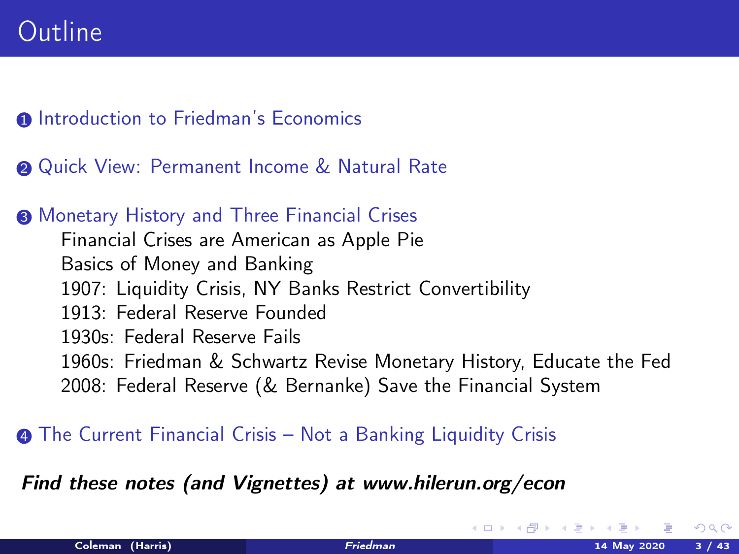# Outline

1. Introduction to Friedman's Economics
2. Quick View: Permanent Income & Natural Rate
3. Monetary History and Three Financial Crises
   - Financial Crises are American as Apple Pie
   - Basics of Money and Banking
   - 1907: Liquidity Crisis, NY Banks Restrict Convertibility
   - 1913: Federal Reserve Founded
   - 1930s: Federal Reserve Fails
   - 1960s: Friedman & Schwartz Revise Monetary History, Educate the Fed
   - 2008: Federal Reserve (& Bernanke) Save the Financial System
4. The Current Financial Crisis – Not a Banking Liquidity Crisis

***Find these notes (and Vignettes) at www.hilerun.org/econ***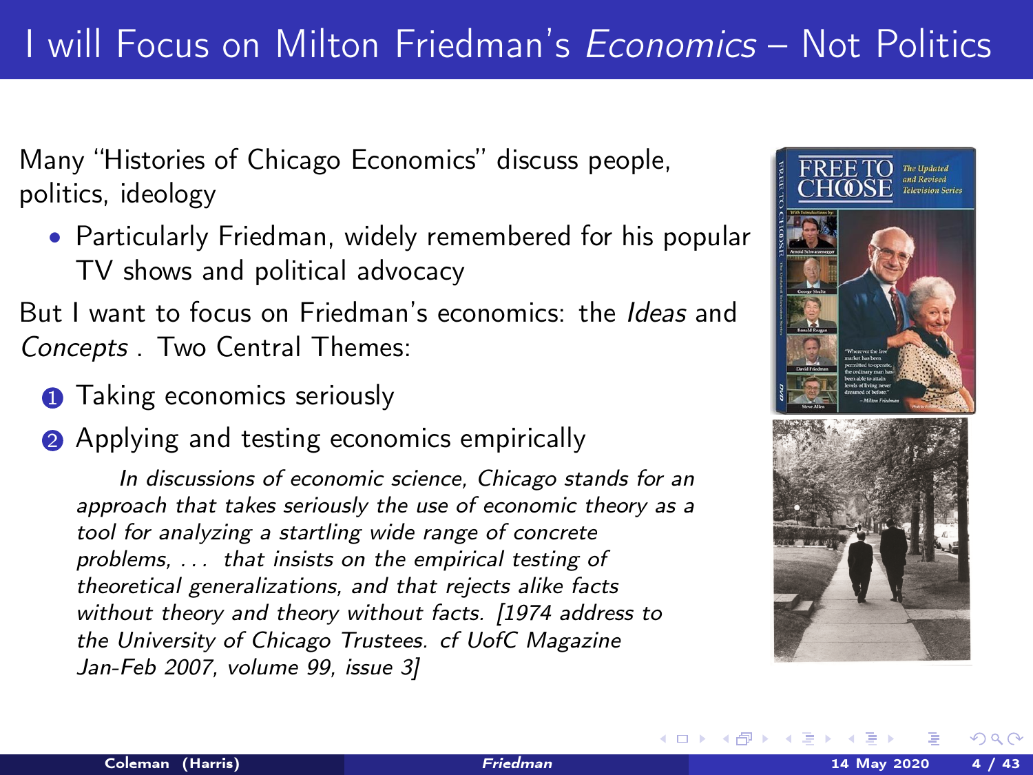# I will Focus on Milton Friedman's *Economics* – Not Politics

Many "Histories of Chicago Economics" discuss people, politics, ideology

- Particularly Friedman, widely remembered for his popular TV shows and political advocacy

But I want to focus on Friedman's economics: the *Ideas* and *Concepts* . Two Central Themes:

1. Taking economics seriously
2. Applying and testing economics empirically

> *In discussions of economic science, Chicago stands for an approach that takes seriously the use of economic theory as a tool for analyzing a startling wide range of concrete problems, . . . that insists on the empirical testing of theoretical generalizations, and that rejects alike facts without theory and theory without facts. [1974 address to the University of Chicago Trustees. cf UofC Magazine Jan-Feb 2007, volume 99, issue 3]*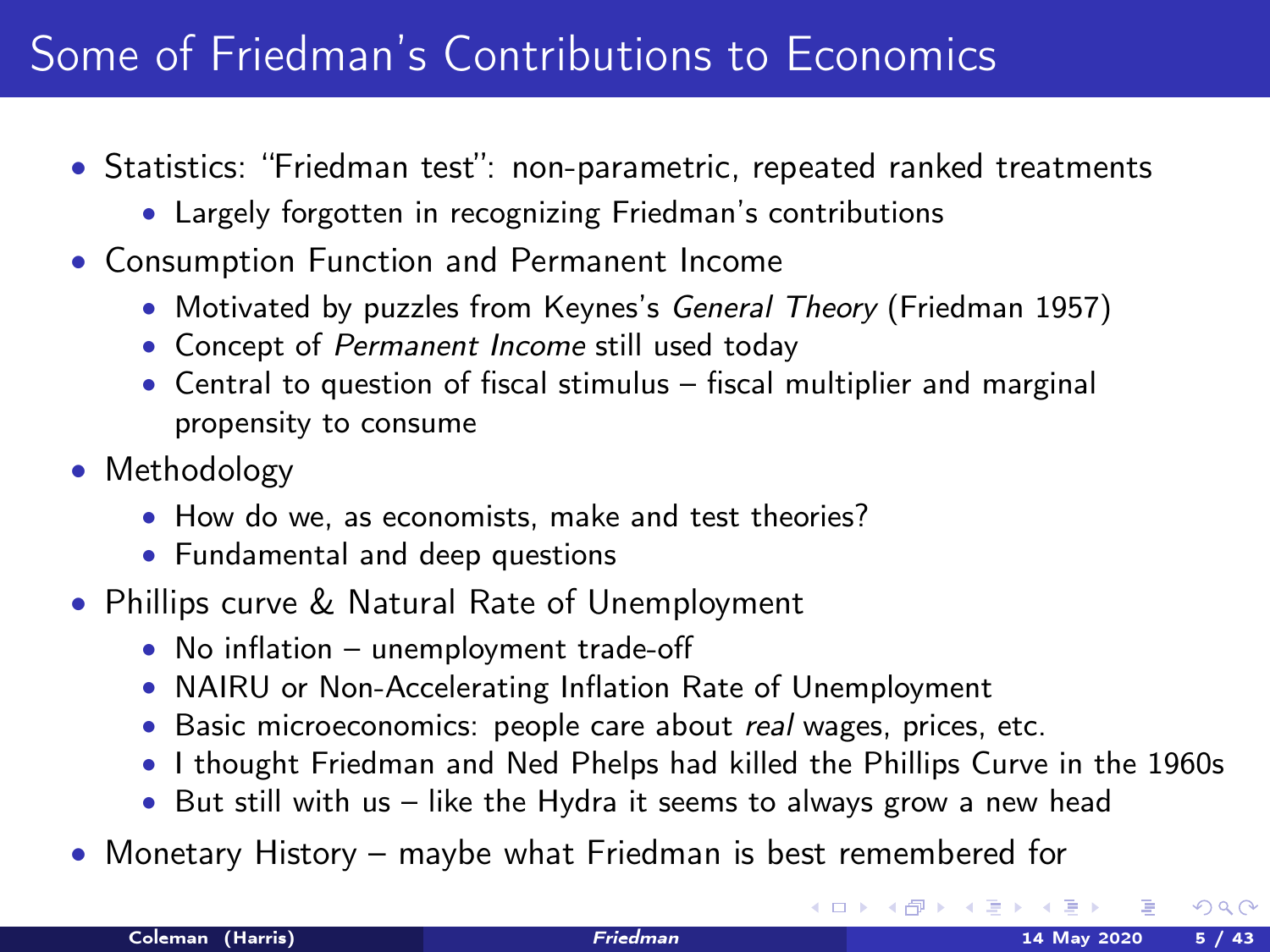# Some of Friedman's Contributions to Economics

- Statistics: "Friedman test": non-parametric, repeated ranked treatments
  - Largely forgotten in recognizing Friedman's contributions
- Consumption Function and Permanent Income
  - Motivated by puzzles from Keynes's *General Theory* (Friedman 1957)
  - Concept of *Permanent Income* still used today
  - Central to question of fiscal stimulus – fiscal multiplier and marginal propensity to consume
- Methodology
  - How do we, as economists, make and test theories?
  - Fundamental and deep questions
- Phillips curve & Natural Rate of Unemployment
  - No inflation – unemployment trade-off
  - NAIRU or Non-Accelerating Inflation Rate of Unemployment
  - Basic microeconomics: people care about *real* wages, prices, etc.
  - I thought Friedman and Ned Phelps had killed the Phillips Curve in the 1960s
  - But still with us – like the Hydra it seems to always grow a new head
- Monetary History – maybe what Friedman is best remembered for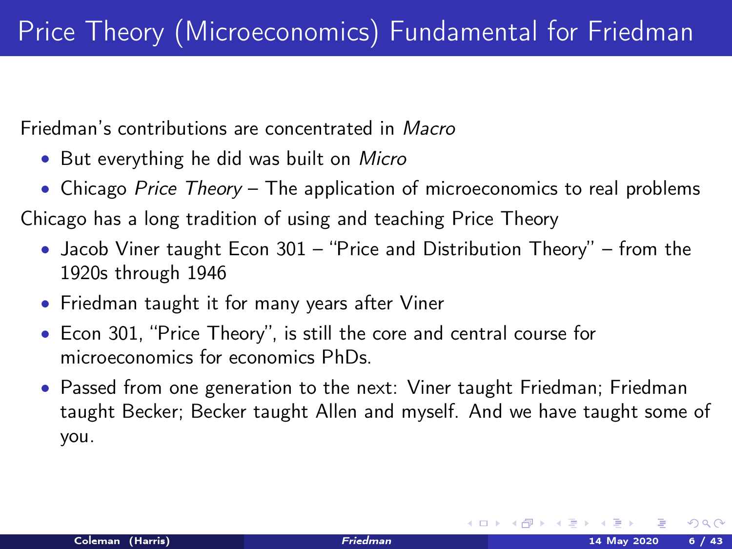# Price Theory (Microeconomics) Fundamental for Friedman

Friedman's contributions are concentrated in *Macro*

- But everything he did was built on *Micro*
- Chicago *Price Theory* – The application of microeconomics to real problems

Chicago has a long tradition of using and teaching Price Theory

- Jacob Viner taught Econ 301 – "Price and Distribution Theory" – from the 1920s through 1946
- Friedman taught it for many years after Viner
- Econ 301, "Price Theory", is still the core and central course for microeconomics for economics PhDs.
- Passed from one generation to the next: Viner taught Friedman; Friedman taught Becker; Becker taught Allen and myself. And we have taught some of you.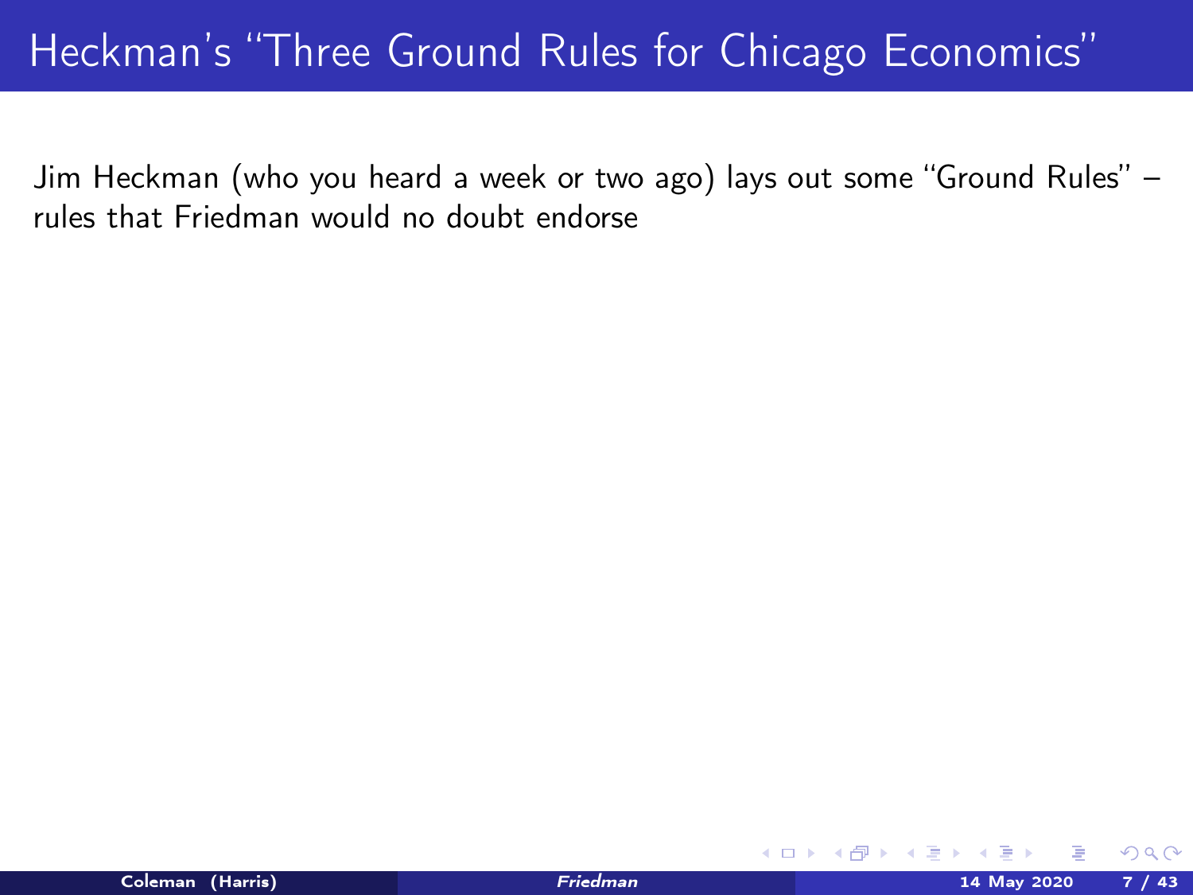# Heckman's "Three Ground Rules for Chicago Economics"

Jim Heckman (who you heard a week or two ago) lays out some "Ground Rules" – rules that Friedman would no doubt endorse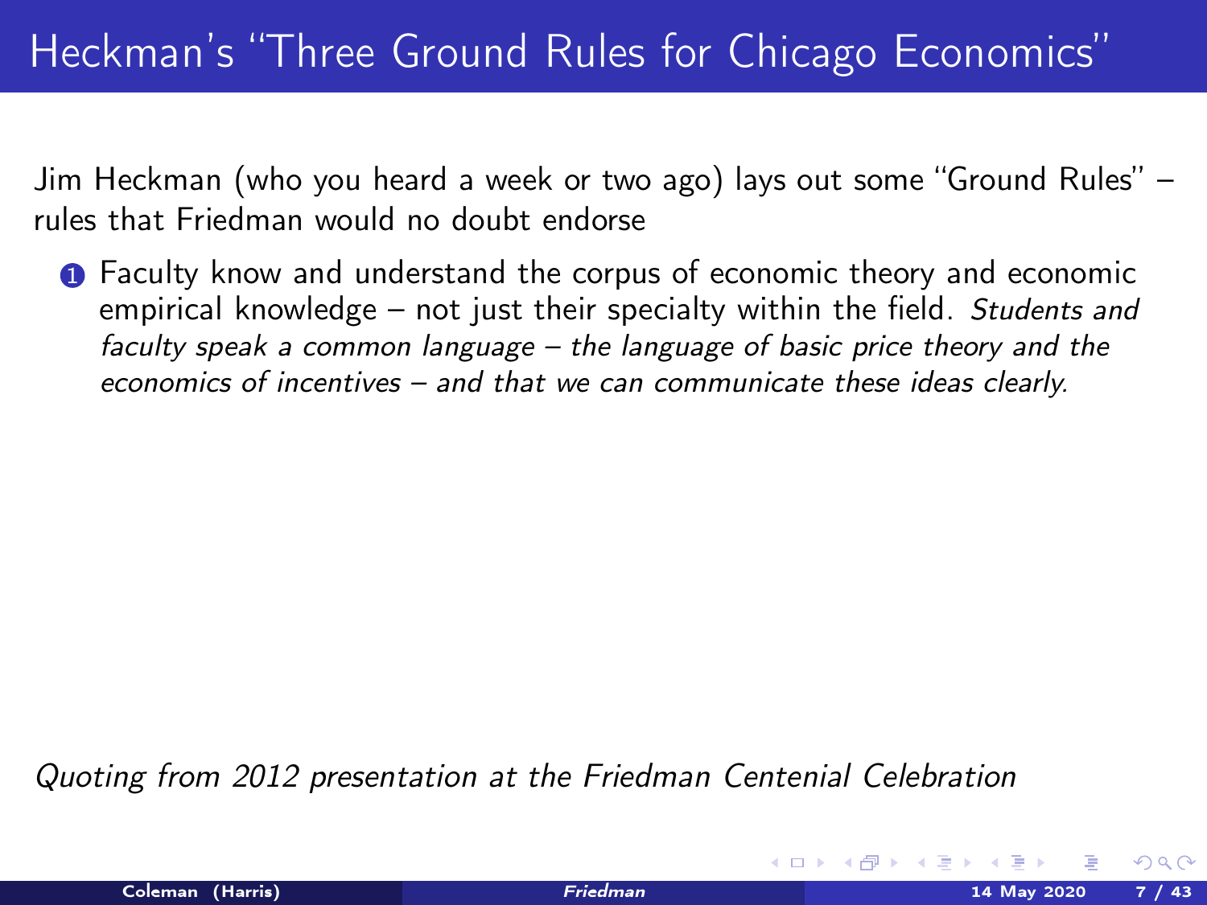# Heckman's "Three Ground Rules for Chicago Economics"

Jim Heckman (who you heard a week or two ago) lays out some "Ground Rules" – rules that Friedman would no doubt endorse

1. Faculty know and understand the corpus of economic theory and economic empirical knowledge – not just their specialty within the field. *Students and faculty speak a common language – the language of basic price theory and the economics of incentives – and that we can communicate these ideas clearly.*

*Quoting from 2012 presentation at the Friedman Centenial Celebration*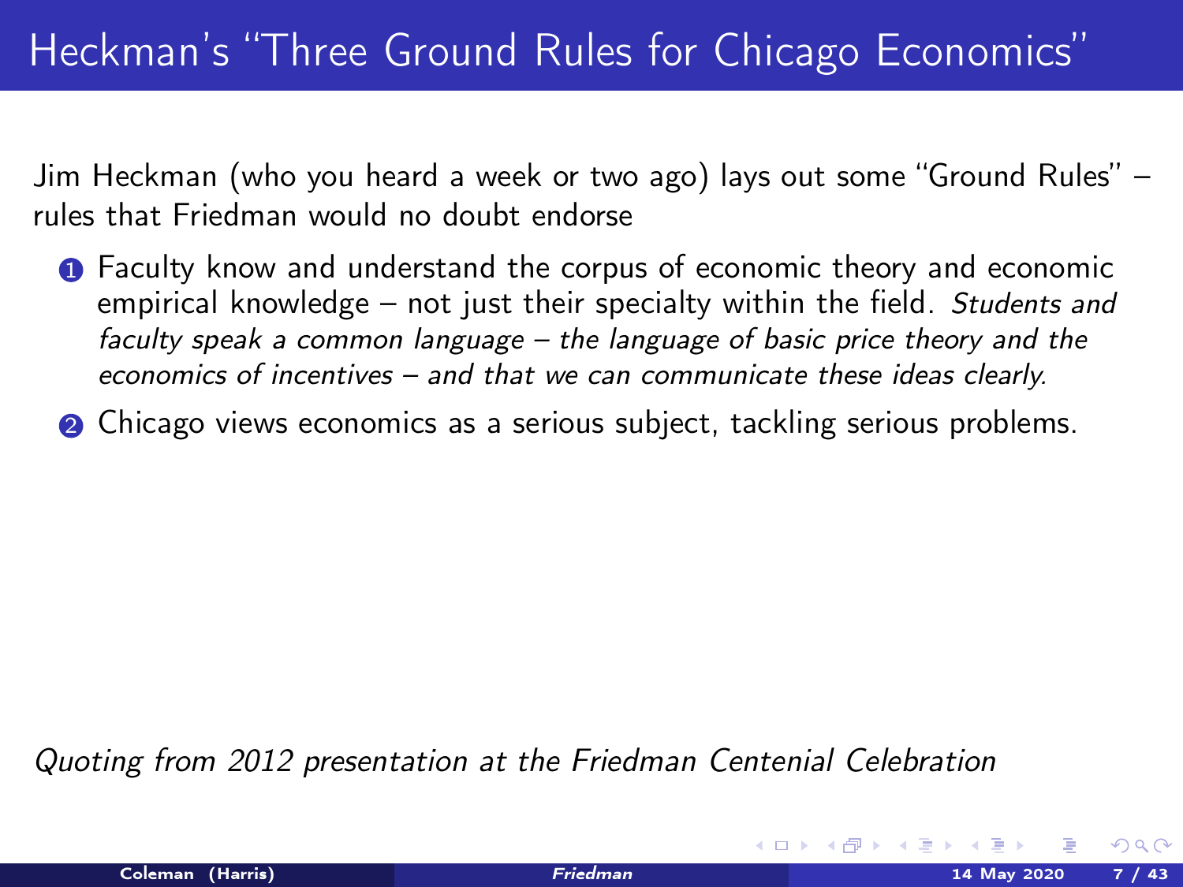# Heckman's "Three Ground Rules for Chicago Economics"

Jim Heckman (who you heard a week or two ago) lays out some "Ground Rules" – rules that Friedman would no doubt endorse

1. Faculty know and understand the corpus of economic theory and economic empirical knowledge – not just their specialty within the field. *Students and faculty speak a common language – the language of basic price theory and the economics of incentives – and that we can communicate these ideas clearly.*
2. Chicago views economics as a serious subject, tackling serious problems.

*Quoting from 2012 presentation at the Friedman Centenial Celebration*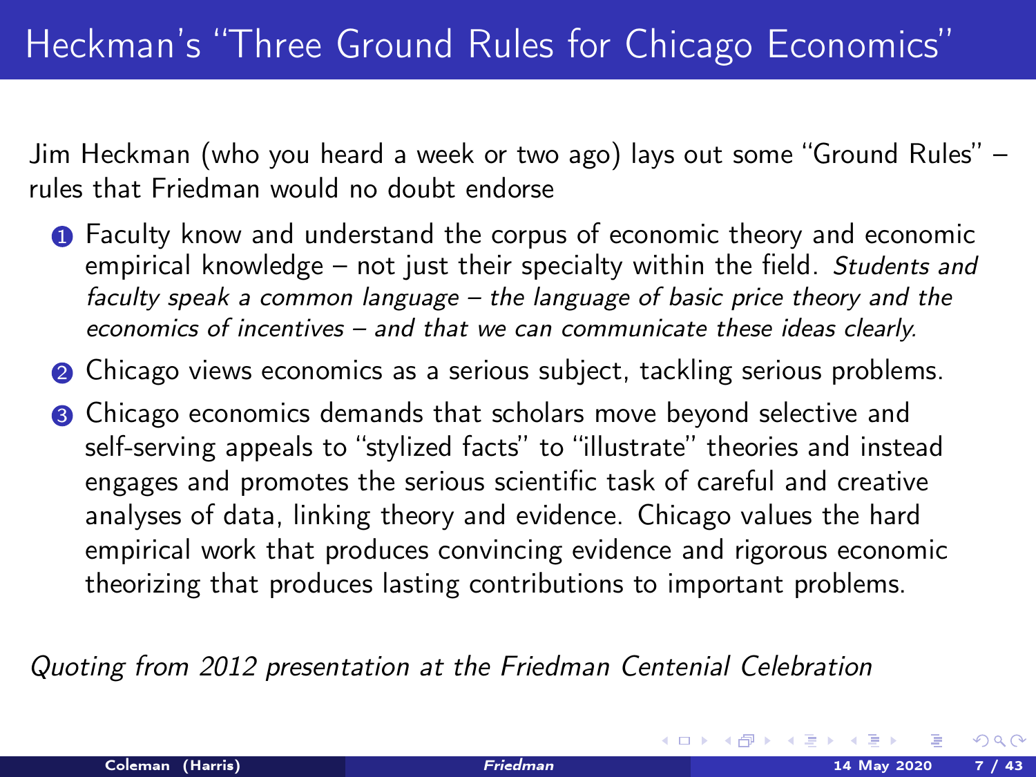# Heckman's "Three Ground Rules for Chicago Economics"

Jim Heckman (who you heard a week or two ago) lays out some "Ground Rules" – rules that Friedman would no doubt endorse

1. Faculty know and understand the corpus of economic theory and economic empirical knowledge – not just their specialty within the field. *Students and faculty speak a common language – the language of basic price theory and the economics of incentives – and that we can communicate these ideas clearly.*
2. Chicago views economics as a serious subject, tackling serious problems.
3. Chicago economics demands that scholars move beyond selective and self-serving appeals to "stylized facts" to "illustrate" theories and instead engages and promotes the serious scientific task of careful and creative analyses of data, linking theory and evidence. Chicago values the hard empirical work that produces convincing evidence and rigorous economic theorizing that produces lasting contributions to important problems.

*Quoting from 2012 presentation at the Friedman Centenial Celebration*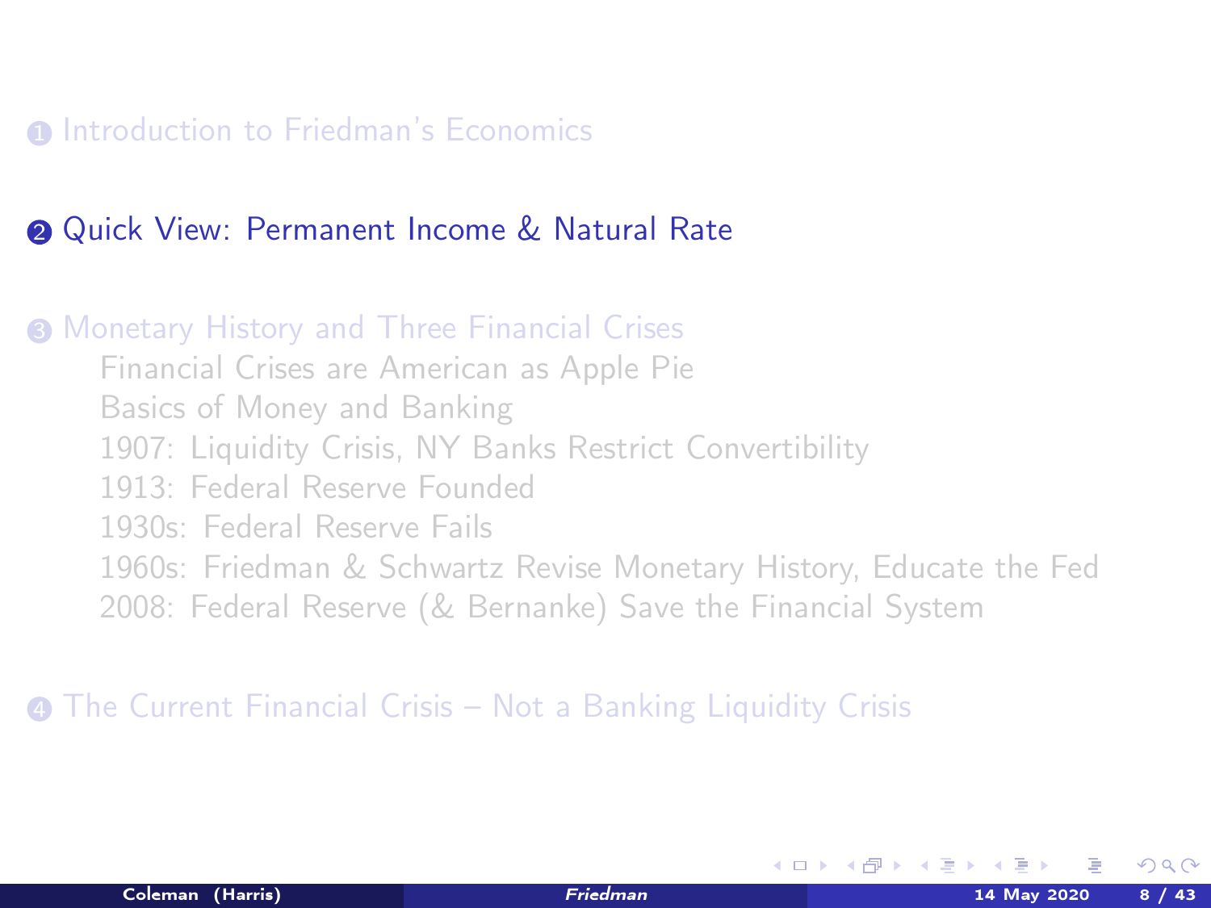1. Introduction to Friedman's Economics

2. Quick View: Permanent Income & Natural Rate

3. Monetary History and Three Financial Crises
   - Financial Crises are American as Apple Pie
   - Basics of Money and Banking
   - 1907: Liquidity Crisis, NY Banks Restrict Convertibility
   - 1913: Federal Reserve Founded
   - 1930s: Federal Reserve Fails
   - 1960s: Friedman & Schwartz Revise Monetary History, Educate the Fed
   - 2008: Federal Reserve (& Bernanke) Save the Financial System

4. The Current Financial Crisis – Not a Banking Liquidity Crisis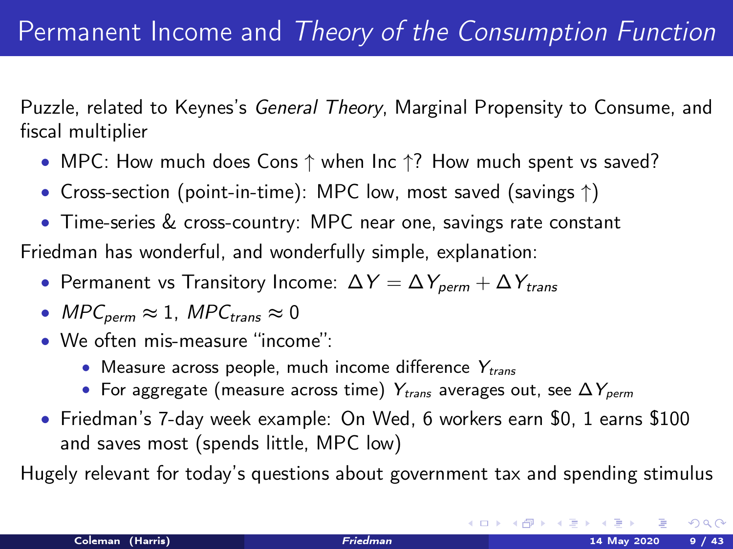# Permanent Income and *Theory of the Consumption Function*

Puzzle, related to Keynes's *General Theory*, Marginal Propensity to Consume, and fiscal multiplier

- MPC: How much does Cons ↑ when Inc ↑? How much spent vs saved?
- Cross-section (point-in-time): MPC low, most saved (savings ↑)
- Time-series & cross-country: MPC near one, savings rate constant

Friedman has wonderful, and wonderfully simple, explanation:

- Permanent vs Transitory Income: $\Delta Y = \Delta Y_{perm} + \Delta Y_{trans}$
- $MPC_{perm} \approx 1$, $MPC_{trans} \approx 0$
- We often mis-measure "income":
  - Measure across people, much income difference $Y_{trans}$
  - For aggregate (measure across time) $Y_{trans}$ averages out, see $\Delta Y_{perm}$
- Friedman's 7-day week example: On Wed, 6 workers earn \$0, 1 earns \$100 and saves most (spends little, MPC low)

Hugely relevant for today's questions about government tax and spending stimulus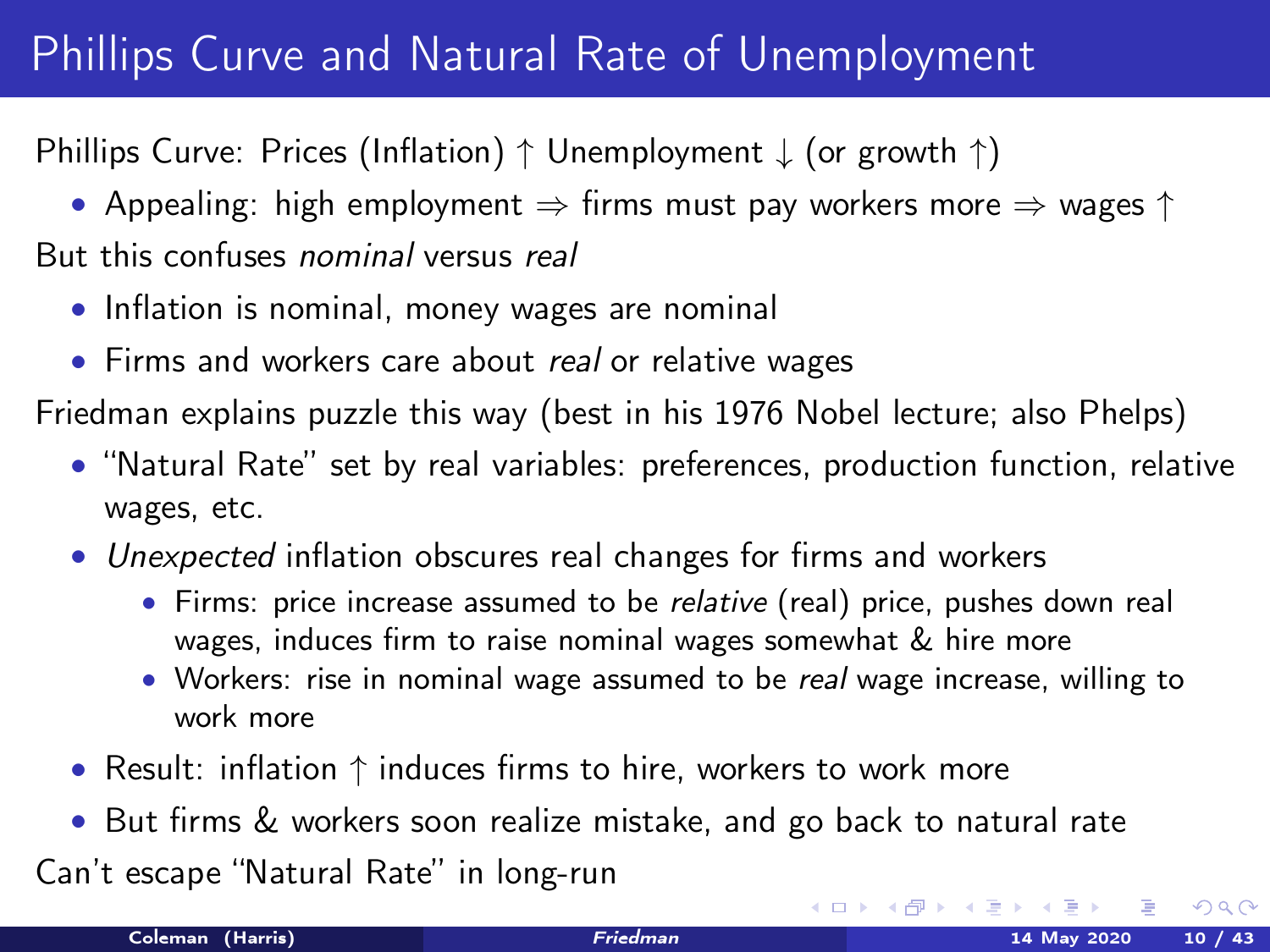# Phillips Curve and Natural Rate of Unemployment

Phillips Curve: Prices (Inflation) $\uparrow$ Unemployment $\downarrow$ (or growth $\uparrow$)

- Appealing: high employment $\Rightarrow$ firms must pay workers more $\Rightarrow$ wages $\uparrow$

But this confuses *nominal* versus *real*

- Inflation is nominal, money wages are nominal
- Firms and workers care about *real* or relative wages

Friedman explains puzzle this way (best in his 1976 Nobel lecture; also Phelps)

- "Natural Rate" set by real variables: preferences, production function, relative wages, etc.
- *Unexpected* inflation obscures real changes for firms and workers
  - Firms: price increase assumed to be *relative* (real) price, pushes down real wages, induces firm to raise nominal wages somewhat & hire more
  - Workers: rise in nominal wage assumed to be *real* wage increase, willing to work more
- Result: inflation $\uparrow$ induces firms to hire, workers to work more
- But firms & workers soon realize mistake, and go back to natural rate

Can't escape "Natural Rate" in long-run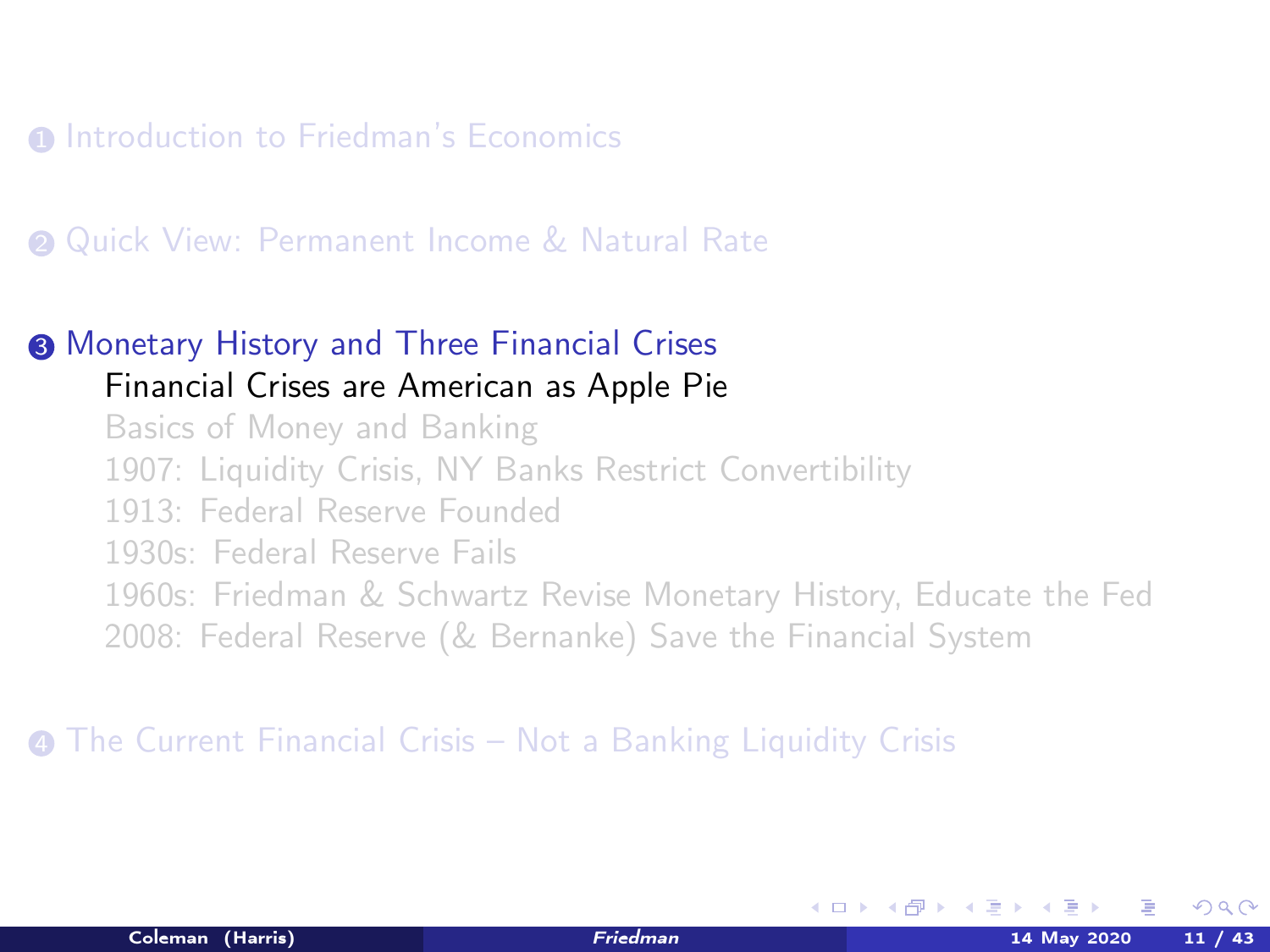1. Introduction to Friedman's Economics

2. Quick View: Permanent Income & Natural Rate

3. Monetary History and Three Financial Crises
   - Financial Crises are American as Apple Pie
   - Basics of Money and Banking
   - 1907: Liquidity Crisis, NY Banks Restrict Convertibility
   - 1913: Federal Reserve Founded
   - 1930s: Federal Reserve Fails
   - 1960s: Friedman & Schwartz Revise Monetary History, Educate the Fed
   - 2008: Federal Reserve (& Bernanke) Save the Financial System

4. The Current Financial Crisis – Not a Banking Liquidity Crisis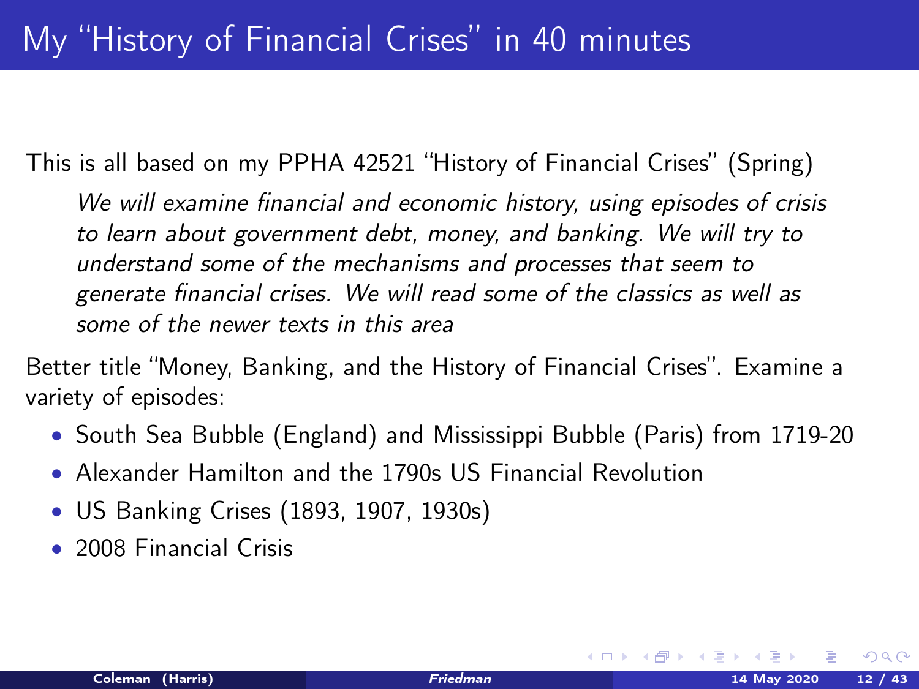# My "History of Financial Crises" in 40 minutes

This is all based on my PPHA 42521 "History of Financial Crises" (Spring)

> *We will examine financial and economic history, using episodes of crisis to learn about government debt, money, and banking. We will try to understand some of the mechanisms and processes that seem to generate financial crises. We will read some of the classics as well as some of the newer texts in this area*

Better title "Money, Banking, and the History of Financial Crises". Examine a variety of episodes:

- South Sea Bubble (England) and Mississippi Bubble (Paris) from 1719-20
- Alexander Hamilton and the 1790s US Financial Revolution
- US Banking Crises (1893, 1907, 1930s)
- 2008 Financial Crisis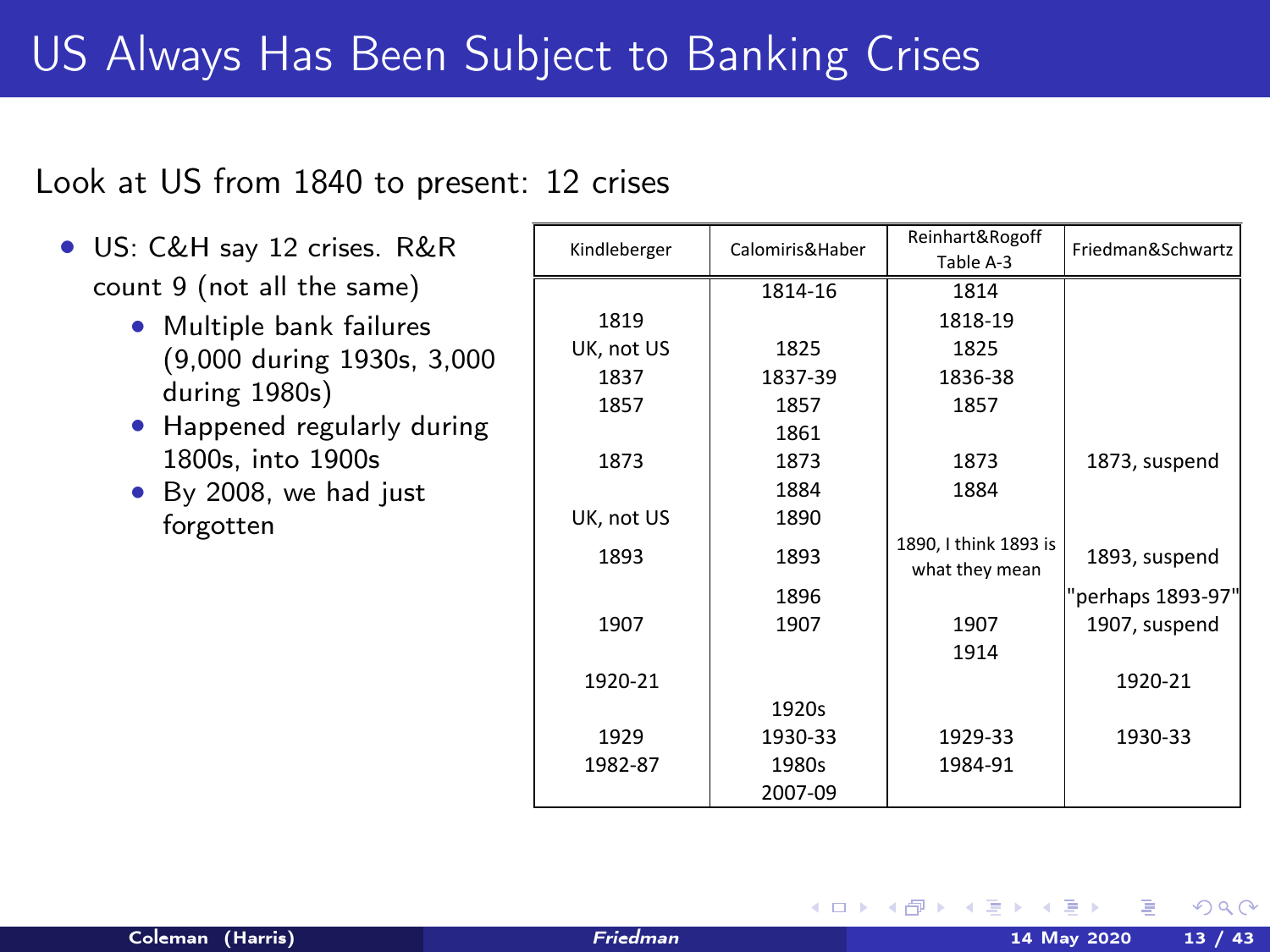# US Always Has Been Subject to Banking Crises

Look at US from 1840 to present: 12 crises

- US: C&H say 12 crises. R&R count 9 (not all the same)
  - Multiple bank failures (9,000 during 1930s, 3,000 during 1980s)
  - Happened regularly during 1800s, into 1900s
  - By 2008, we had just forgotten

| Kindleberger | Calomiris&Haber | Reinhart&Rogoff Table A-3 | Friedman&Schwartz |
|---|---|---|---|
| | 1814-16 | 1814 | |
| 1819 | | 1818-19 | |
| UK, not US | 1825 | 1825 | |
| 1837 | 1837-39 | 1836-38 | |
| 1857 | 1857 | 1857 | |
| | 1861 | | |
| 1873 | 1873 | 1873 | 1873, suspend |
| | 1884 | 1884 | |
| UK, not US | 1890 | | |
| 1893 | 1893 | 1890, I think 1893 is what they mean | 1893, suspend |
| | 1896 | | "perhaps 1893-97" |
| 1907 | 1907 | 1907 | 1907, suspend |
| | | 1914 | |
| 1920-21 | | | 1920-21 |
| | 1920s | | |
| 1929 | 1930-33 | 1929-33 | 1930-33 |
| 1982-87 | 1980s | 1984-91 | |
| | 2007-09 | | |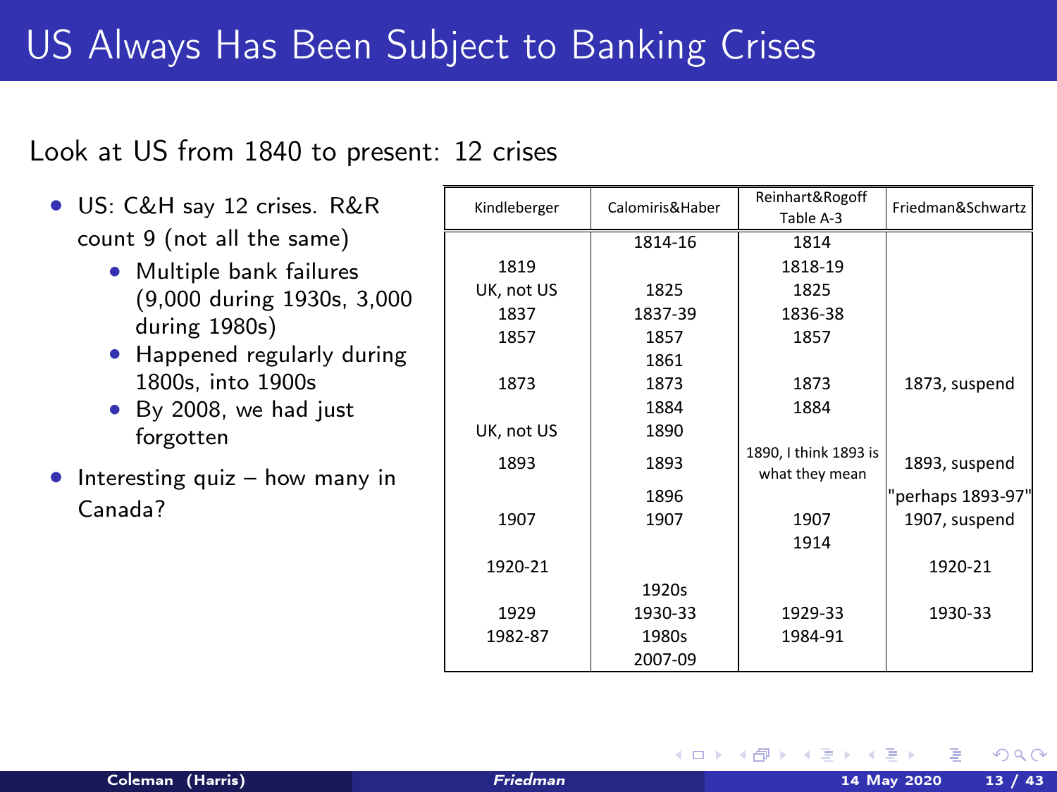# US Always Has Been Subject to Banking Crises

Look at US from 1840 to present: 12 crises

- US: C&H say 12 crises. R&R count 9 (not all the same)
  - Multiple bank failures (9,000 during 1930s, 3,000 during 1980s)
  - Happened regularly during 1800s, into 1900s
  - By 2008, we had just forgotten
- Interesting quiz – how many in Canada?

| Kindleberger | Calomiris&Haber | Reinhart&Rogoff Table A-3 | Friedman&Schwartz |
|---|---|---|---|
| | 1814-16 | 1814 | |
| 1819 | | 1818-19 | |
| UK, not US | 1825 | 1825 | |
| 1837 | 1837-39 | 1836-38 | |
| 1857 | 1857 | 1857 | |
| | 1861 | | |
| 1873 | 1873 | 1873 | 1873, suspend |
| | 1884 | 1884 | |
| UK, not US | 1890 | | |
| 1893 | 1893 | 1890, I think 1893 is what they mean | 1893, suspend |
| | 1896 | | "perhaps 1893-97" |
| 1907 | 1907 | 1907 | 1907, suspend |
| | | 1914 | |
| 1920-21 | | | 1920-21 |
| | 1920s | | |
| 1929 | 1930-33 | 1929-33 | 1930-33 |
| 1982-87 | 1980s | 1984-91 | |
| | 2007-09 | | |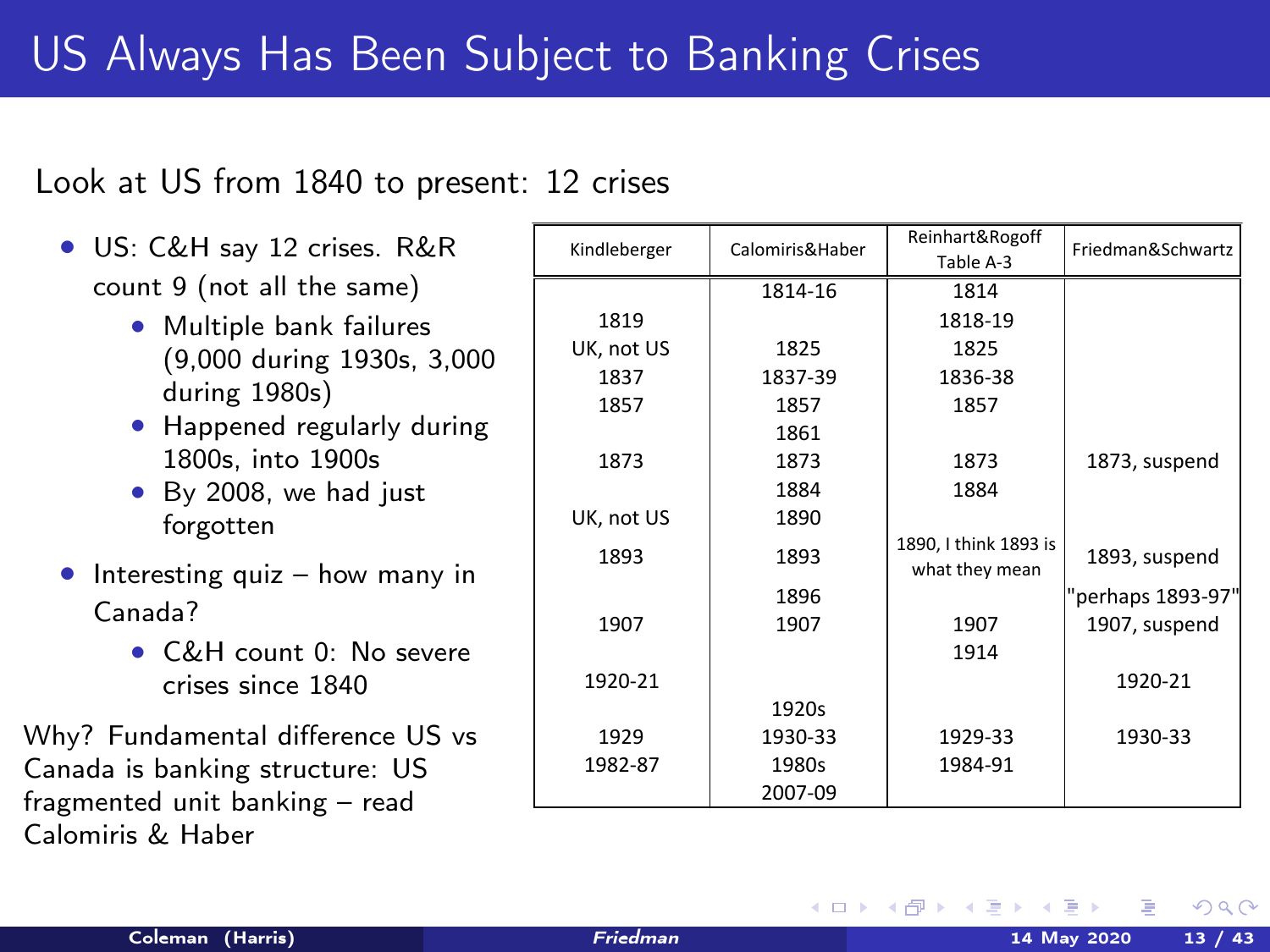# US Always Has Been Subject to Banking Crises

Look at US from 1840 to present: 12 crises

- US: C&H say 12 crises. R&R count 9 (not all the same)
  - Multiple bank failures (9,000 during 1930s, 3,000 during 1980s)
  - Happened regularly during 1800s, into 1900s
  - By 2008, we had just forgotten
- Interesting quiz – how many in Canada?
  - C&H count 0: No severe crises since 1840

Why? Fundamental difference US vs Canada is banking structure: US fragmented unit banking – read Calomiris & Haber

| Kindleberger | Calomiris&Haber | Reinhart&Rogoff Table A-3 | Friedman&Schwartz |
|---|---|---|---|
| | 1814-16 | 1814 | |
| 1819 | | 1818-19 | |
| UK, not US | 1825 | 1825 | |
| 1837 | 1837-39 | 1836-38 | |
| 1857 | 1857 | 1857 | |
| | 1861 | | |
| 1873 | 1873 | 1873 | 1873, suspend |
| | 1884 | 1884 | |
| UK, not US | 1890 | | |
| 1893 | 1893 | 1890, I think 1893 is what they mean | 1893, suspend |
| | 1896 | | "perhaps 1893-97" |
| 1907 | 1907 | 1907 | 1907, suspend |
| | | 1914 | |
| 1920-21 | | | 1920-21 |
| | 1920s | | |
| 1929 | 1930-33 | 1929-33 | 1930-33 |
| 1982-87 | 1980s | 1984-91 | |
| | 2007-09 | | |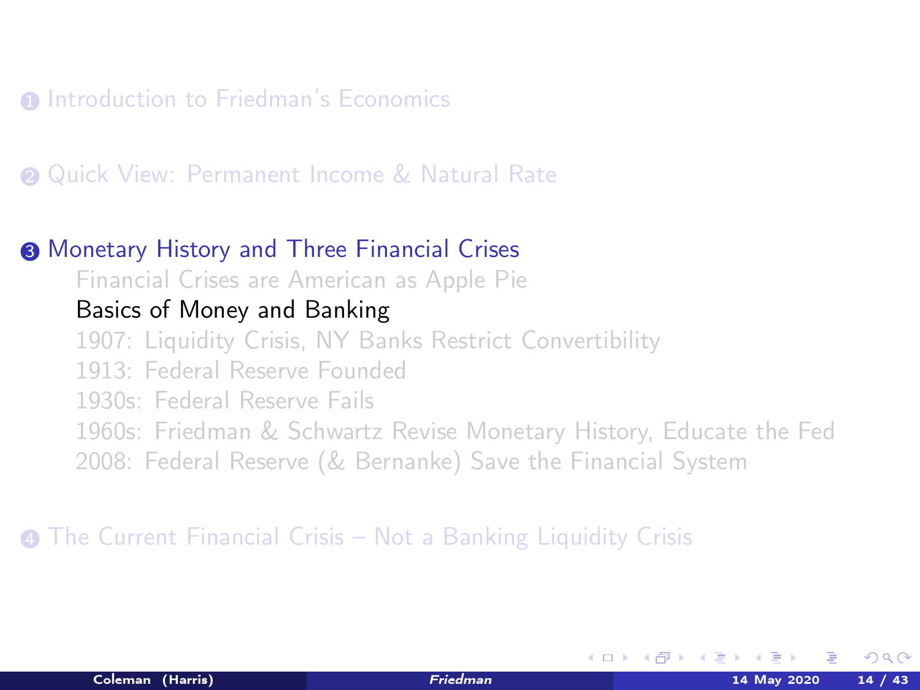1. Introduction to Friedman's Economics

2. Quick View: Permanent Income & Natural Rate

3. Monetary History and Three Financial Crises
   - Financial Crises are American as Apple Pie
   - Basics of Money and Banking
   - 1907: Liquidity Crisis, NY Banks Restrict Convertibility
   - 1913: Federal Reserve Founded
   - 1930s: Federal Reserve Fails
   - 1960s: Friedman & Schwartz Revise Monetary History, Educate the Fed
   - 2008: Federal Reserve (& Bernanke) Save the Financial System

4. The Current Financial Crisis – Not a Banking Liquidity Crisis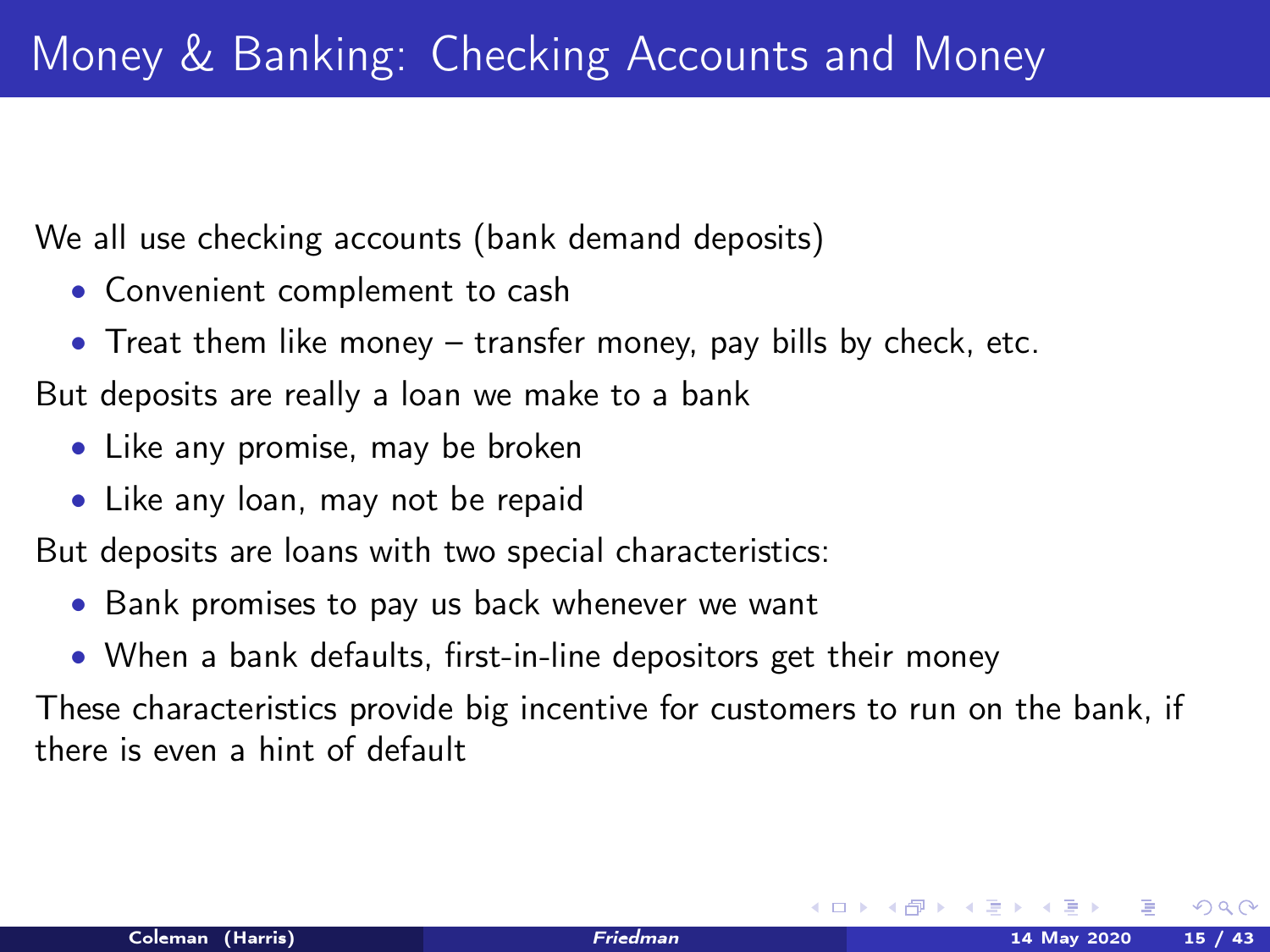# Money & Banking: Checking Accounts and Money

We all use checking accounts (bank demand deposits)

- Convenient complement to cash
- Treat them like money – transfer money, pay bills by check, etc.

But deposits are really a loan we make to a bank

- Like any promise, may be broken
- Like any loan, may not be repaid

But deposits are loans with two special characteristics:

- Bank promises to pay us back whenever we want
- When a bank defaults, first-in-line depositors get their money

These characteristics provide big incentive for customers to run on the bank, if there is even a hint of default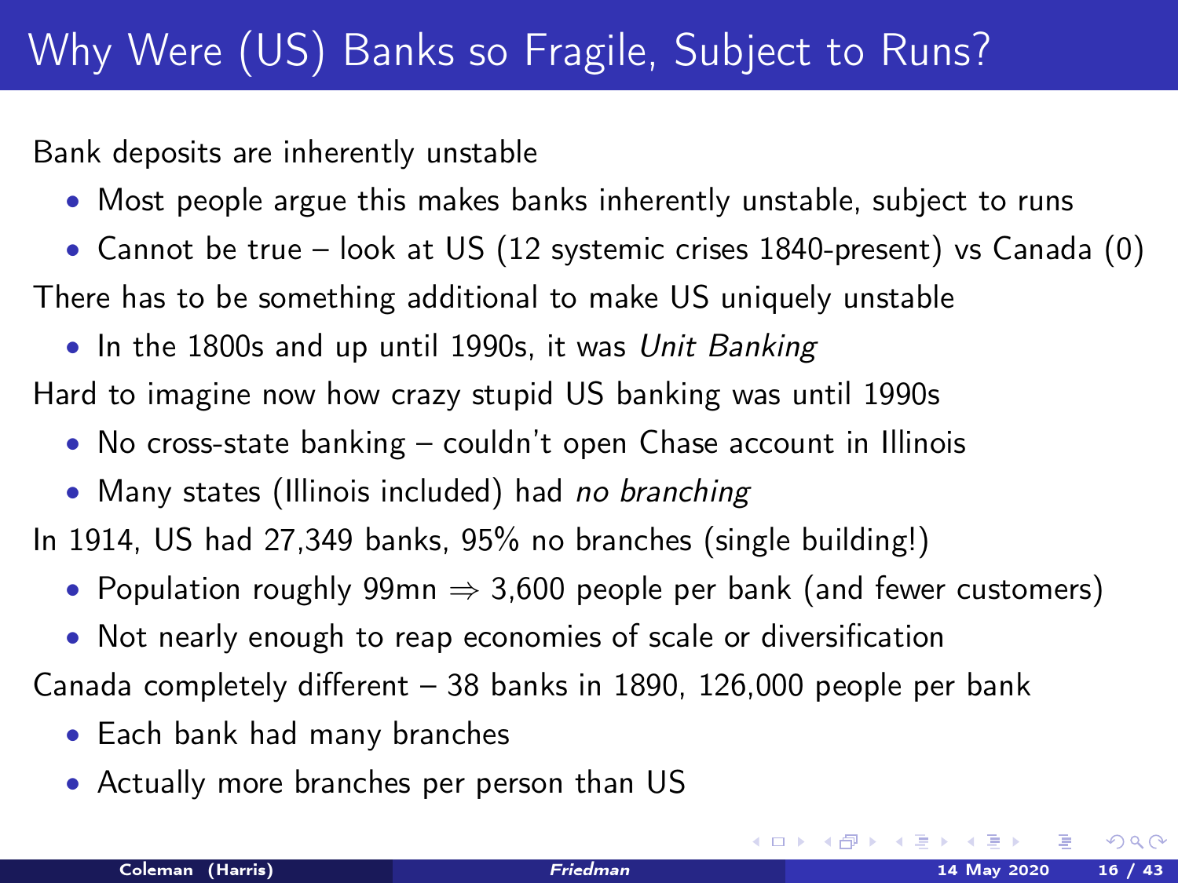# Why Were (US) Banks so Fragile, Subject to Runs?

Bank deposits are inherently unstable

- Most people argue this makes banks inherently unstable, subject to runs
- Cannot be true – look at US (12 systemic crises 1840-present) vs Canada (0)

There has to be something additional to make US uniquely unstable

- In the 1800s and up until 1990s, it was *Unit Banking*

Hard to imagine now how crazy stupid US banking was until 1990s

- No cross-state banking – couldn't open Chase account in Illinois
- Many states (Illinois included) had *no branching*

In 1914, US had 27,349 banks, 95% no branches (single building!)

- Population roughly 99mn $\Rightarrow$ 3,600 people per bank (and fewer customers)
- Not nearly enough to reap economies of scale or diversification

Canada completely different – 38 banks in 1890, 126,000 people per bank

- Each bank had many branches
- Actually more branches per person than US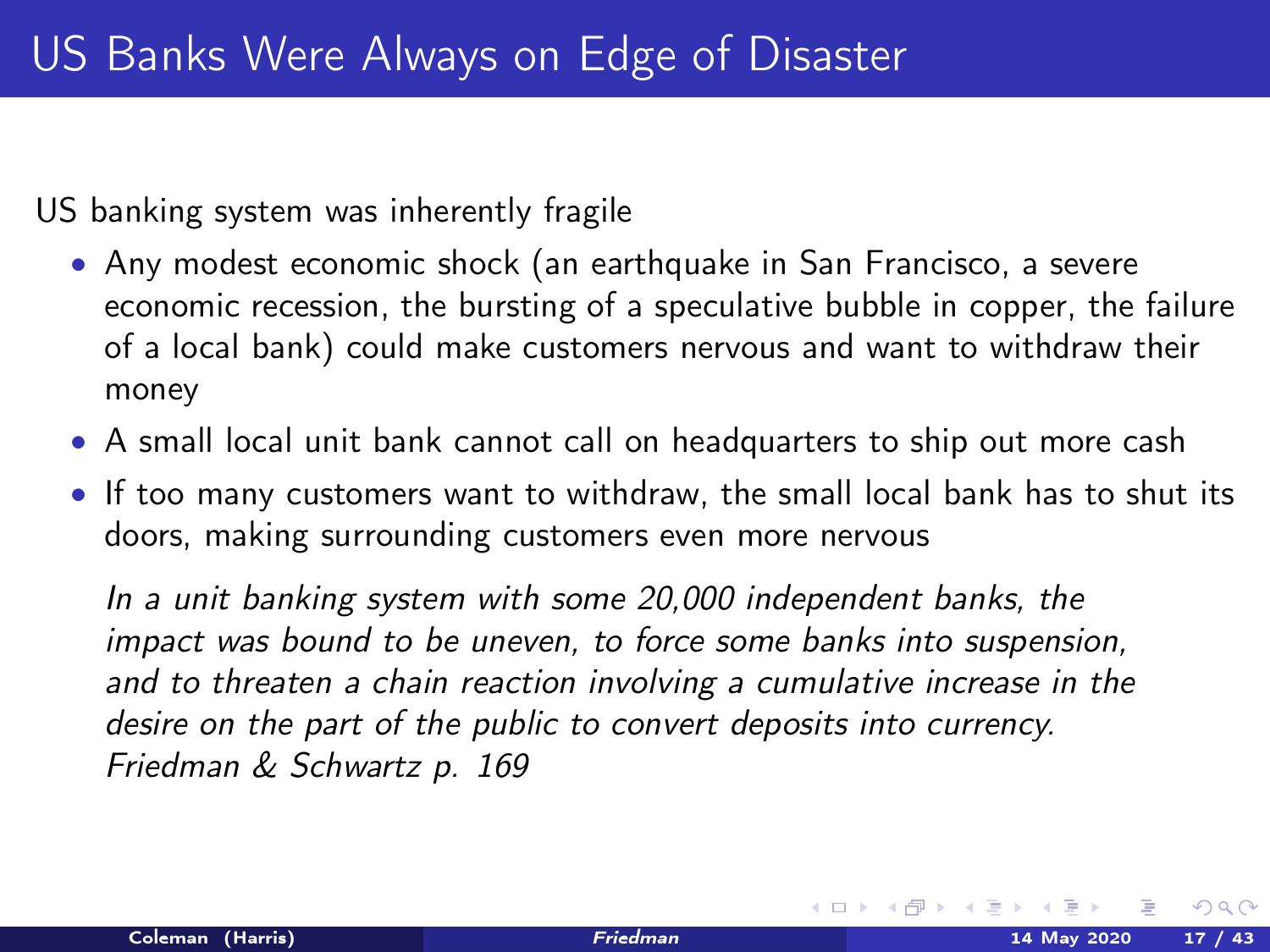# US Banks Were Always on Edge of Disaster

US banking system was inherently fragile

- Any modest economic shock (an earthquake in San Francisco, a severe economic recession, the bursting of a speculative bubble in copper, the failure of a local bank) could make customers nervous and want to withdraw their money
- A small local unit bank cannot call on headquarters to ship out more cash
- If too many customers want to withdraw, the small local bank has to shut its doors, making surrounding customers even more nervous

*In a unit banking system with some 20,000 independent banks, the impact was bound to be uneven, to force some banks into suspension, and to threaten a chain reaction involving a cumulative increase in the desire on the part of the public to convert deposits into currency. Friedman & Schwartz p. 169*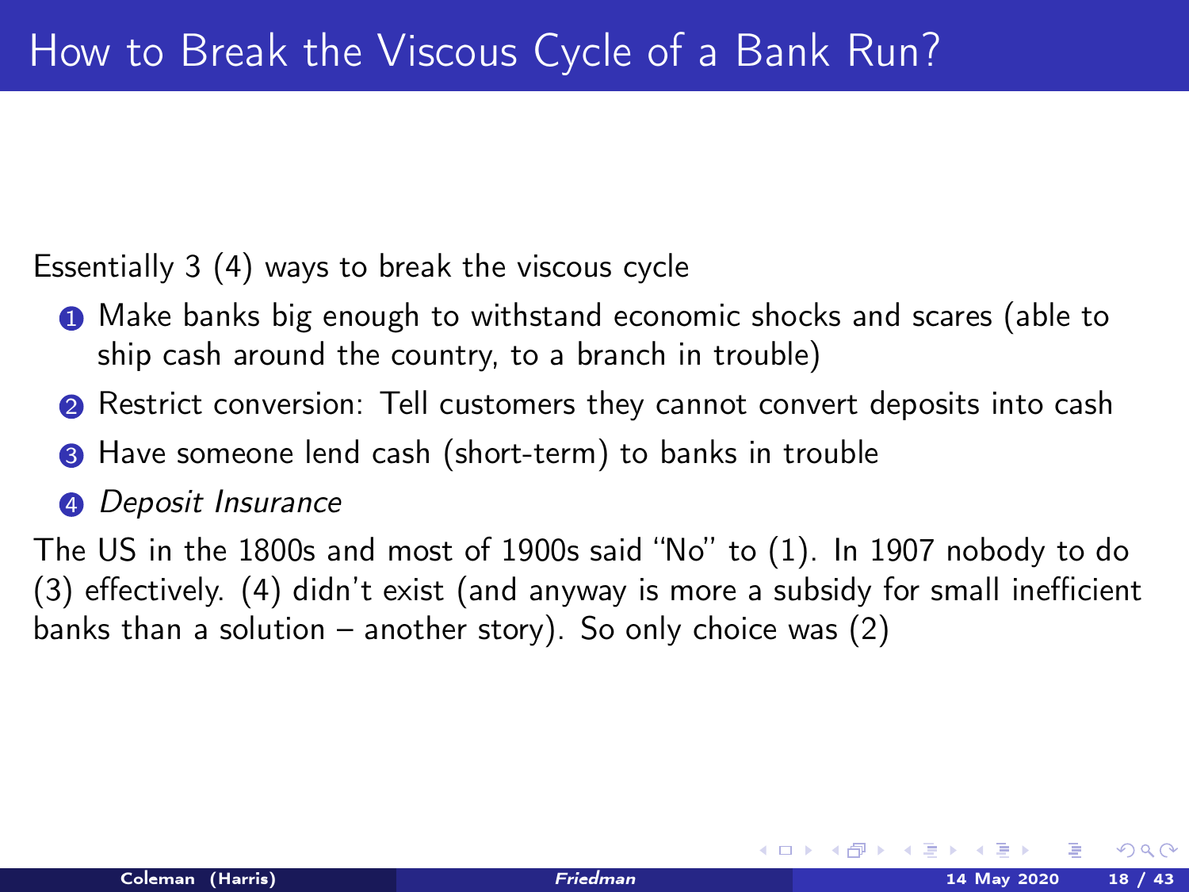# How to Break the Viscous Cycle of a Bank Run?

Essentially 3 (4) ways to break the viscous cycle

1. Make banks big enough to withstand economic shocks and scares (able to ship cash around the country, to a branch in trouble)
2. Restrict conversion: Tell customers they cannot convert deposits into cash
3. Have someone lend cash (short-term) to banks in trouble
4. *Deposit Insurance*

The US in the 1800s and most of 1900s said "No" to (1). In 1907 nobody to do (3) effectively. (4) didn't exist (and anyway is more a subsidy for small inefficient banks than a solution – another story). So only choice was (2)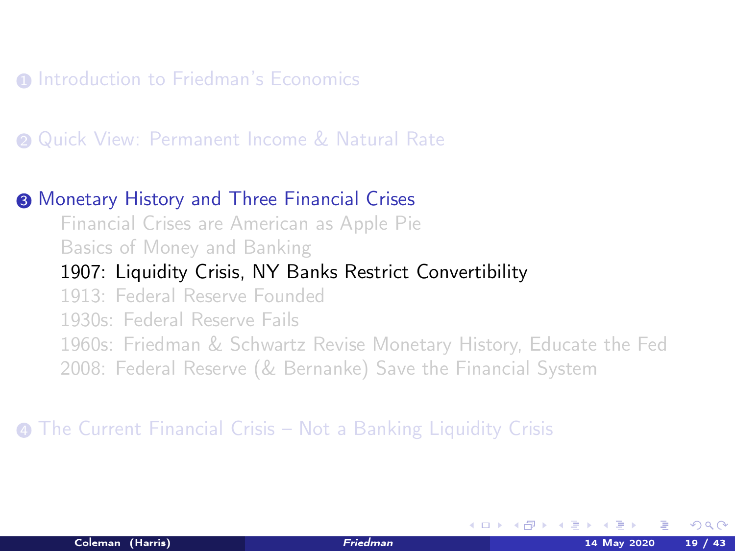1. Introduction to Friedman's Economics

2. Quick View: Permanent Income & Natural Rate

3. Monetary History and Three Financial Crises
   - Financial Crises are American as Apple Pie
   - Basics of Money and Banking
   - 1907: Liquidity Crisis, NY Banks Restrict Convertibility
   - 1913: Federal Reserve Founded
   - 1930s: Federal Reserve Fails
   - 1960s: Friedman & Schwartz Revise Monetary History, Educate the Fed
   - 2008: Federal Reserve (& Bernanke) Save the Financial System

4. The Current Financial Crisis – Not a Banking Liquidity Crisis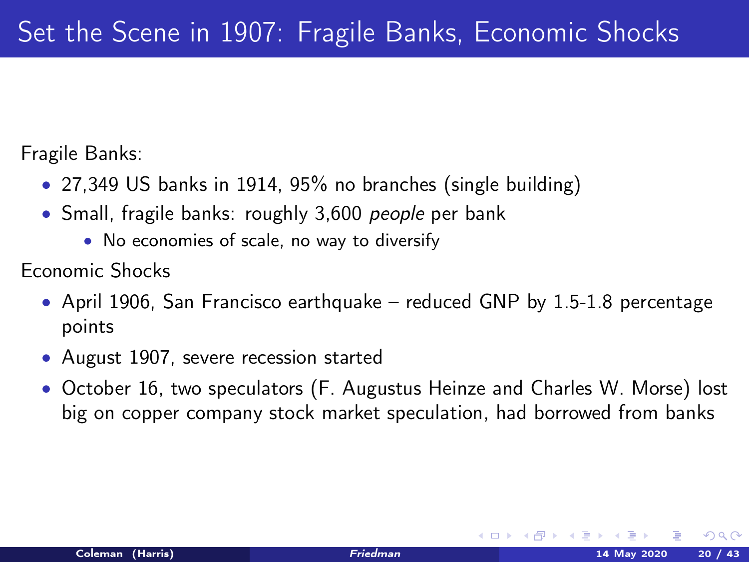# Set the Scene in 1907: Fragile Banks, Economic Shocks

Fragile Banks:

- 27,349 US banks in 1914, 95% no branches (single building)
- Small, fragile banks: roughly 3,600 *people* per bank
  - No economies of scale, no way to diversify

Economic Shocks

- April 1906, San Francisco earthquake – reduced GNP by 1.5-1.8 percentage points
- August 1907, severe recession started
- October 16, two speculators (F. Augustus Heinze and Charles W. Morse) lost big on copper company stock market speculation, had borrowed from banks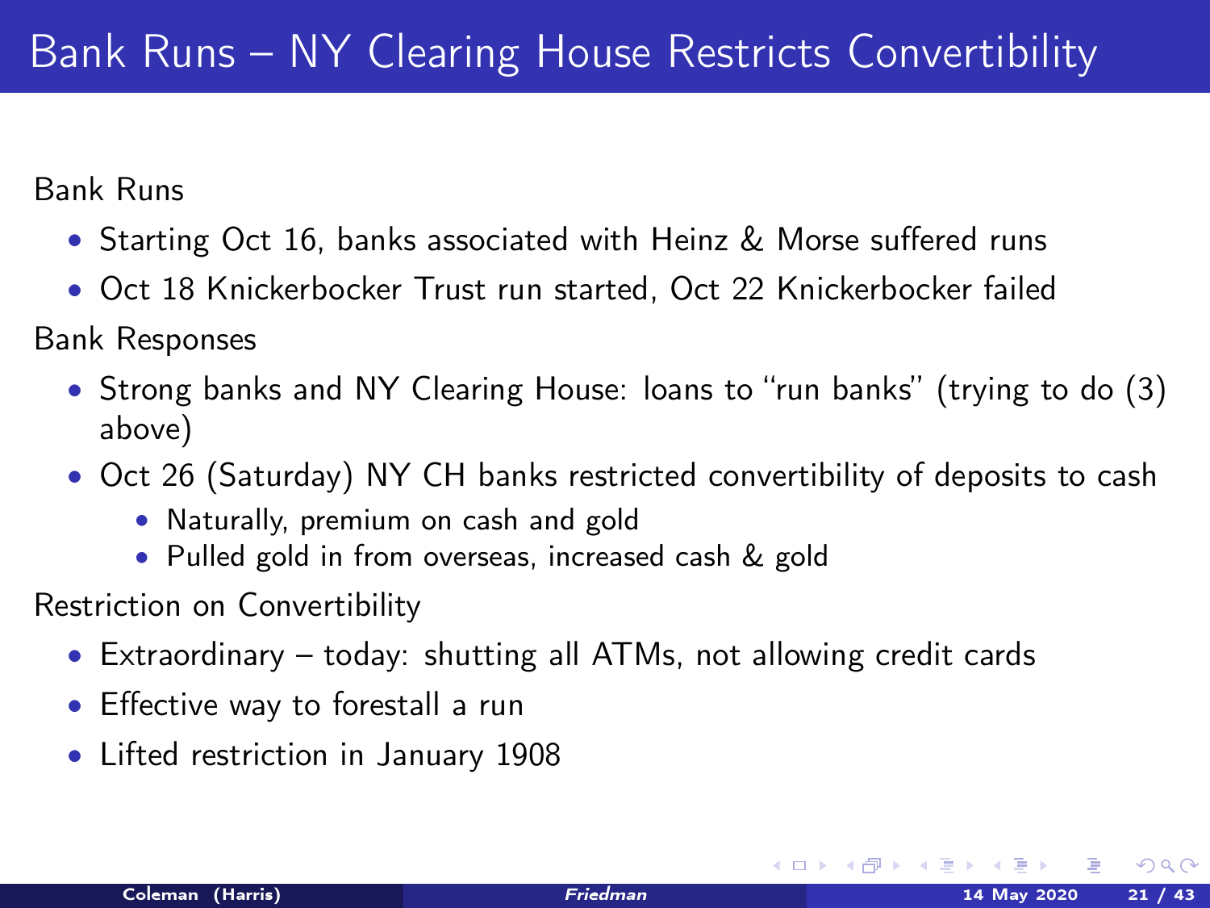# Bank Runs – NY Clearing House Restricts Convertibility

Bank Runs

- Starting Oct 16, banks associated with Heinz & Morse suffered runs
- Oct 18 Knickerbocker Trust run started, Oct 22 Knickerbocker failed

Bank Responses

- Strong banks and NY Clearing House: loans to "run banks" (trying to do (3) above)
- Oct 26 (Saturday) NY CH banks restricted convertibility of deposits to cash
  - Naturally, premium on cash and gold
  - Pulled gold in from overseas, increased cash & gold

Restriction on Convertibility

- Extraordinary – today: shutting all ATMs, not allowing credit cards
- Effective way to forestall a run
- Lifted restriction in January 1908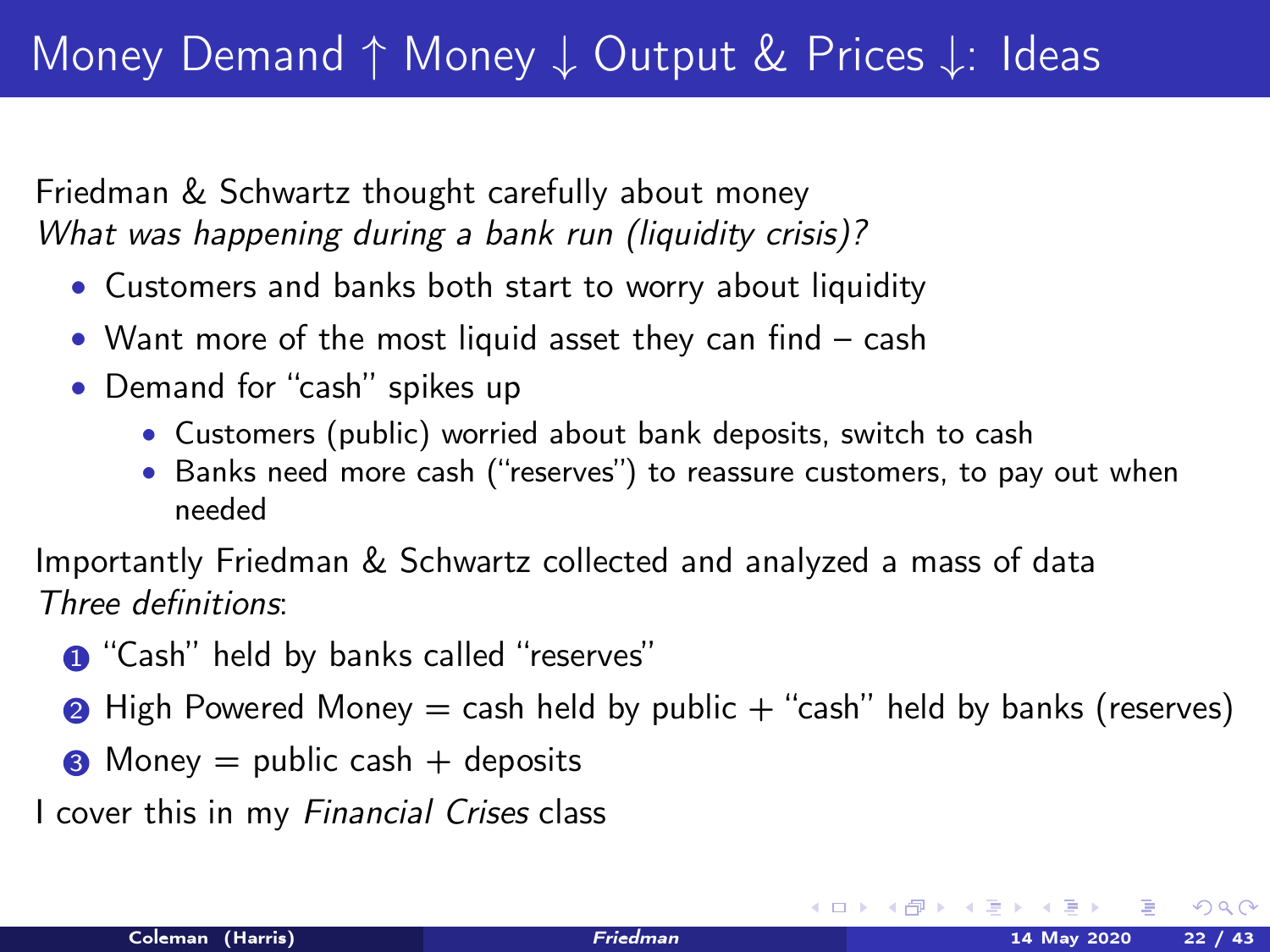# Money Demand ↑ Money ↓ Output & Prices ↓: Ideas

Friedman & Schwartz thought carefully about money
*What was happening during a bank run (liquidity crisis)?*

- Customers and banks both start to worry about liquidity
- Want more of the most liquid asset they can find – cash
- Demand for "cash" spikes up
  - Customers (public) worried about bank deposits, switch to cash
  - Banks need more cash ("reserves") to reassure customers, to pay out when needed

Importantly Friedman & Schwartz collected and analyzed a mass of data
*Three definitions*:

1. "Cash" held by banks called "reserves"
2. High Powered Money = cash held by public + "cash" held by banks (reserves)
3. Money = public cash + deposits

I cover this in my *Financial Crises* class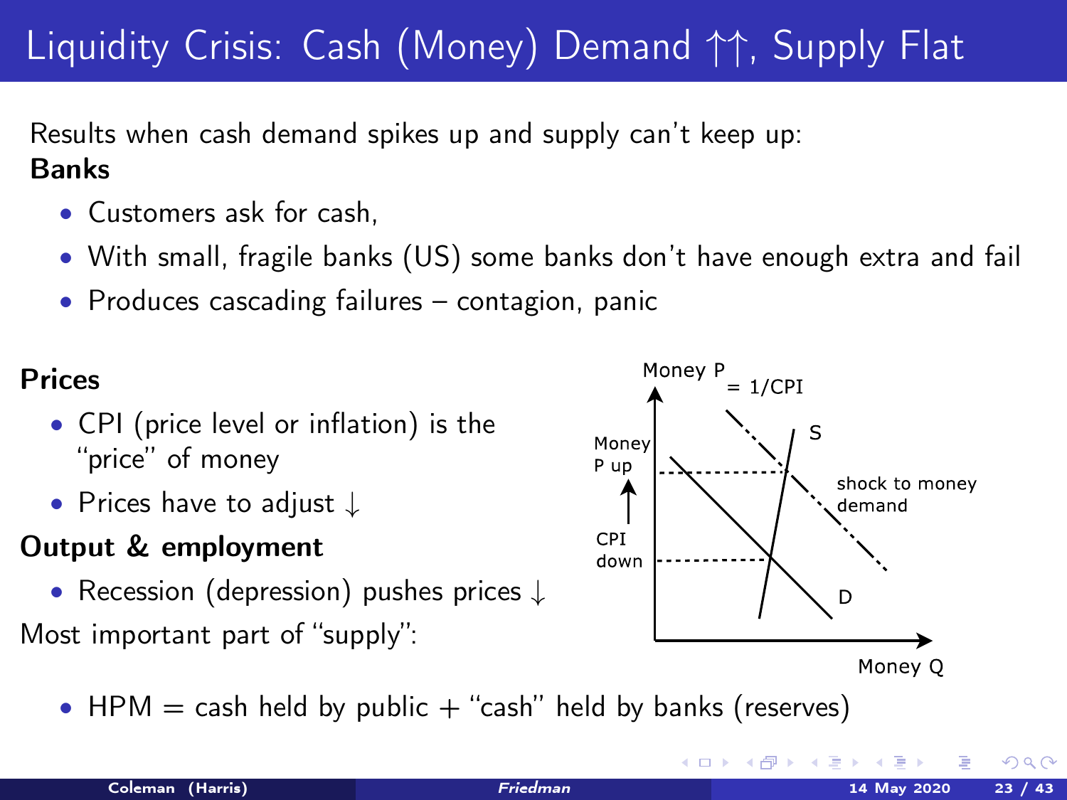# Liquidity Crisis: Cash (Money) Demand ↑↑, Supply Flat

Results when cash demand spikes up and supply can't keep up:

**Banks**

- Customers ask for cash,
- With small, fragile banks (US) some banks don't have enough extra and fail
- Produces cascading failures – contagion, panic

**Prices**

- CPI (price level or inflation) is the "price" of money
- Prices have to adjust ↓

**Output & employment**

- Recession (depression) pushes prices ↓

Most important part of "supply":

- HPM = cash held by public + "cash" held by banks (reserves)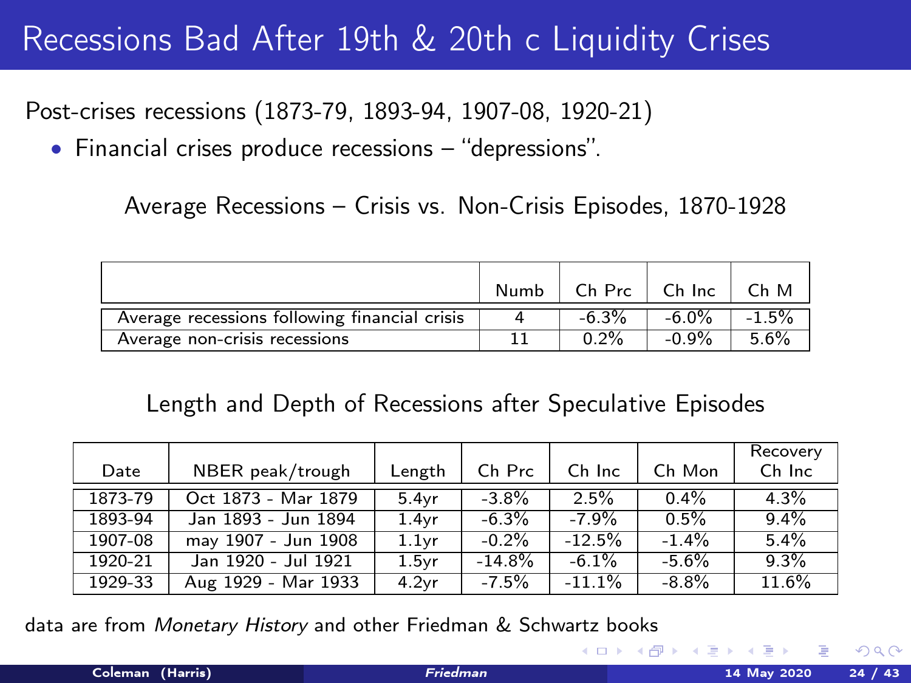# Recessions Bad After 19th & 20th c Liquidity Crises

Post-crises recessions (1873-79, 1893-94, 1907-08, 1920-21)

- Financial crises produce recessions – "depressions".

Average Recessions – Crisis vs. Non-Crisis Episodes, 1870-1928

| | Numb | Ch Prc | Ch Inc | Ch M |
|---|---|---|---|---|
| Average recessions following financial crisis | 4 | -6.3% | -6.0% | -1.5% |
| Average non-crisis recessions | 11 | 0.2% | -0.9% | 5.6% |

Length and Depth of Recessions after Speculative Episodes

| Date | NBER peak/trough | Length | Ch Prc | Ch Inc | Ch Mon | Recovery Ch Inc |
|---|---|---|---|---|---|---|
| 1873-79 | Oct 1873 - Mar 1879 | 5.4yr | -3.8% | 2.5% | 0.4% | 4.3% |
| 1893-94 | Jan 1893 - Jun 1894 | 1.4yr | -6.3% | -7.9% | 0.5% | 9.4% |
| 1907-08 | may 1907 - Jun 1908 | 1.1yr | -0.2% | -12.5% | -1.4% | 5.4% |
| 1920-21 | Jan 1920 - Jul 1921 | 1.5yr | -14.8% | -6.1% | -5.6% | 9.3% |
| 1929-33 | Aug 1929 - Mar 1933 | 4.2yr | -7.5% | -11.1% | -8.8% | 11.6% |

data are from *Monetary History* and other Friedman & Schwartz books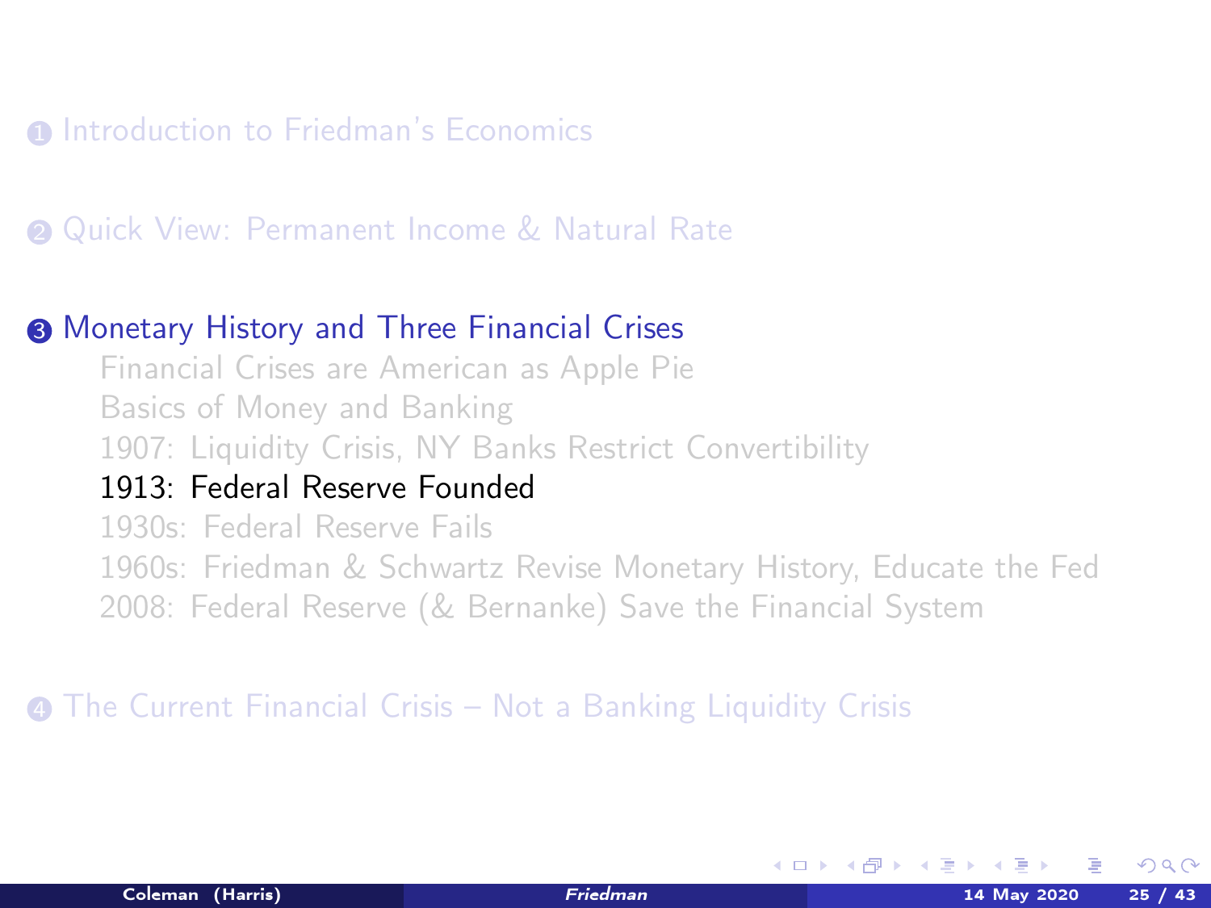1. Introduction to Friedman's Economics

2. Quick View: Permanent Income & Natural Rate

3. **Monetary History and Three Financial Crises**
   - Financial Crises are American as Apple Pie
   - Basics of Money and Banking
   - 1907: Liquidity Crisis, NY Banks Restrict Convertibility
   - **1913: Federal Reserve Founded**
   - 1930s: Federal Reserve Fails
   - 1960s: Friedman & Schwartz Revise Monetary History, Educate the Fed
   - 2008: Federal Reserve (& Bernanke) Save the Financial System

4. The Current Financial Crisis – Not a Banking Liquidity Crisis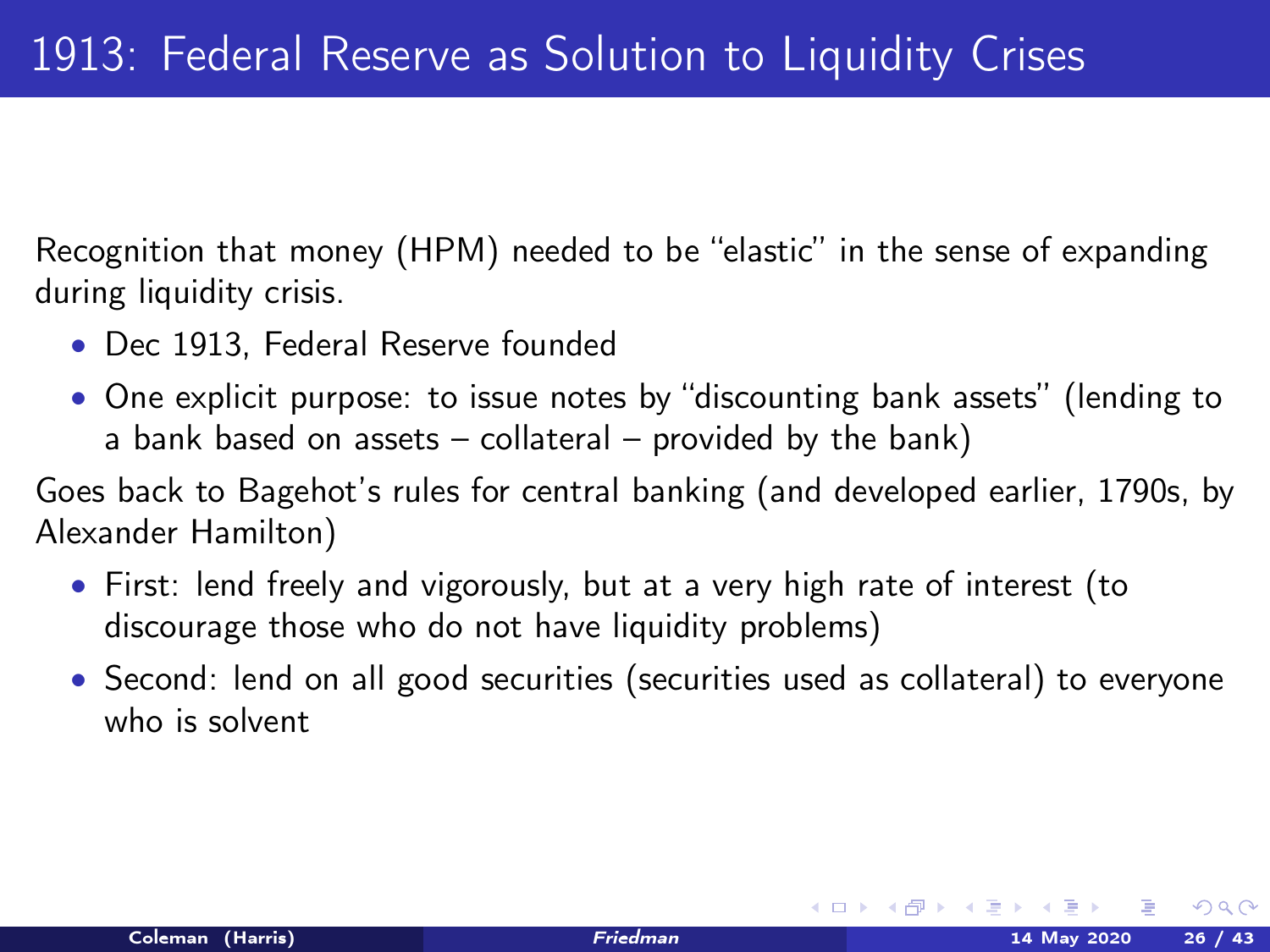# 1913: Federal Reserve as Solution to Liquidity Crises

Recognition that money (HPM) needed to be "elastic" in the sense of expanding during liquidity crisis.

- Dec 1913, Federal Reserve founded
- One explicit purpose: to issue notes by "discounting bank assets" (lending to a bank based on assets – collateral – provided by the bank)

Goes back to Bagehot's rules for central banking (and developed earlier, 1790s, by Alexander Hamilton)

- First: lend freely and vigorously, but at a very high rate of interest (to discourage those who do not have liquidity problems)
- Second: lend on all good securities (securities used as collateral) to everyone who is solvent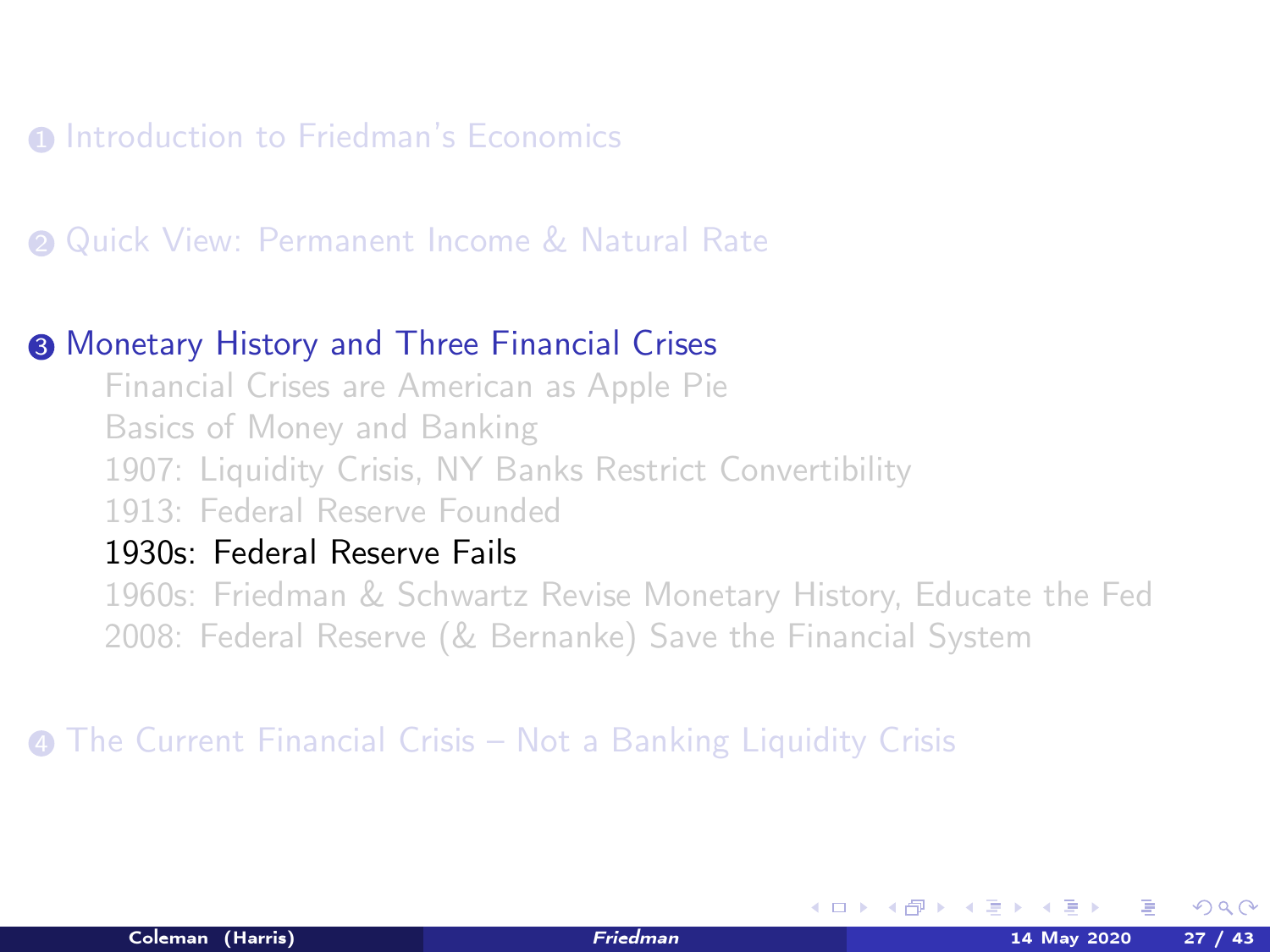1. Introduction to Friedman's Economics

2. Quick View: Permanent Income & Natural Rate

3. Monetary History and Three Financial Crises
   - Financial Crises are American as Apple Pie
   - Basics of Money and Banking
   - 1907: Liquidity Crisis, NY Banks Restrict Convertibility
   - 1913: Federal Reserve Founded
   - **1930s: Federal Reserve Fails**
   - 1960s: Friedman & Schwartz Revise Monetary History, Educate the Fed
   - 2008: Federal Reserve (& Bernanke) Save the Financial System

4. The Current Financial Crisis – Not a Banking Liquidity Crisis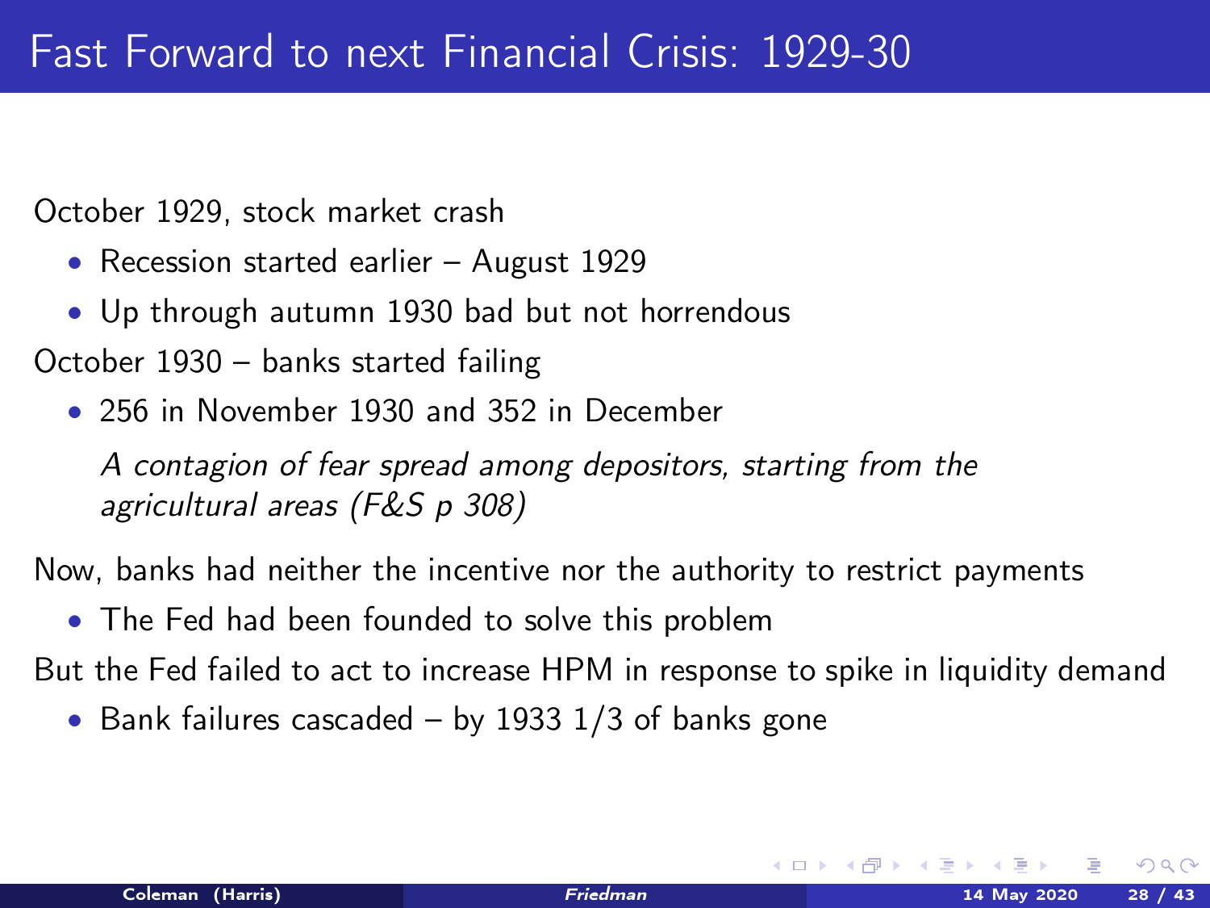# Fast Forward to next Financial Crisis: 1929-30

October 1929, stock market crash

- Recession started earlier – August 1929
- Up through autumn 1930 bad but not horrendous

October 1930 – banks started failing

- 256 in November 1930 and 352 in December

  *A contagion of fear spread among depositors, starting from the agricultural areas (F&S p 308)*

Now, banks had neither the incentive nor the authority to restrict payments

- The Fed had been founded to solve this problem

But the Fed failed to act to increase HPM in response to spike in liquidity demand

- Bank failures cascaded – by 1933 1/3 of banks gone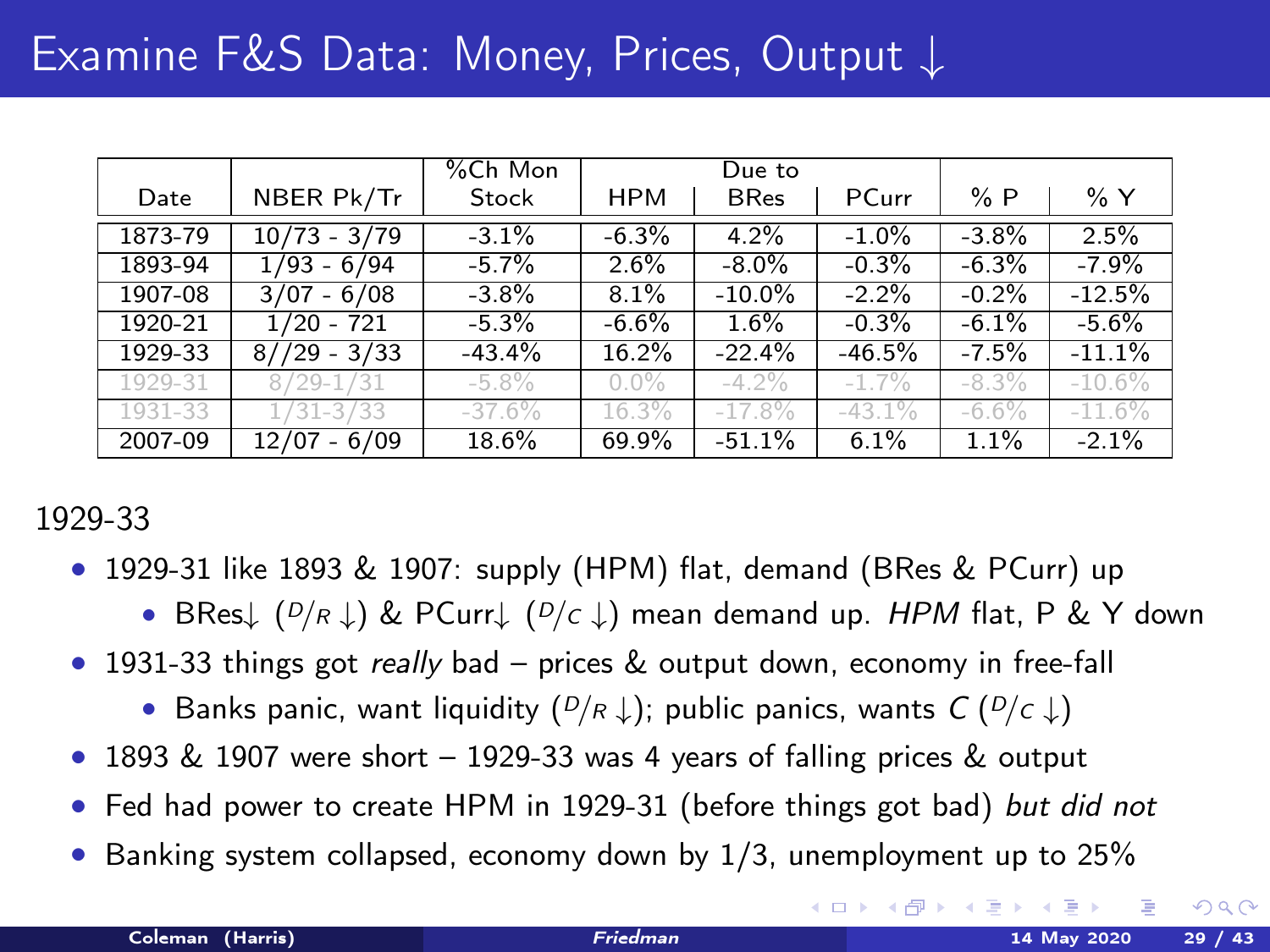# Examine F&S Data: Money, Prices, Output ↓

| Date | NBER Pk/Tr | %Ch Mon Stock | Due to HPM | BRes | PCurr | % P | % Y |
|---|---|---|---|---|---|---|---|
| 1873-79 | 10/73 - 3/79 | -3.1% | -6.3% | 4.2% | -1.0% | -3.8% | 2.5% |
| 1893-94 | 1/93 - 6/94 | -5.7% | 2.6% | -8.0% | -0.3% | -6.3% | -7.9% |
| 1907-08 | 3/07 - 6/08 | -3.8% | 8.1% | -10.0% | -2.2% | -0.2% | -12.5% |
| 1920-21 | 1/20 - 721 | -5.3% | -6.6% | 1.6% | -0.3% | -6.1% | -5.6% |
| 1929-33 | 8//29 - 3/33 | -43.4% | 16.2% | -22.4% | -46.5% | -7.5% | -11.1% |
| 1929-31 | 8/29-1/31 | -5.8% | 0.0% | -4.2% | -1.7% | -8.3% | -10.6% |
| 1931-33 | 1/31-3/33 | -37.6% | 16.3% | -17.8% | -43.1% | -6.6% | -11.6% |
| 2007-09 | 12/07 - 6/09 | 18.6% | 69.9% | -51.1% | 6.1% | 1.1% | -2.1% |

1929-33

- 1929-31 like 1893 & 1907: supply (HPM) flat, demand (BRes & PCurr) up
  - BRes↓ ($D/R \downarrow$) & PCurr↓ ($D/C \downarrow$) mean demand up. *HPM* flat, P & Y down
- 1931-33 things got *really* bad – prices & output down, economy in free-fall
  - Banks panic, want liquidity ($D/R \downarrow$); public panics, wants $C$ ($D/C \downarrow$)
- 1893 & 1907 were short – 1929-33 was 4 years of falling prices & output
- Fed had power to create HPM in 1929-31 (before things got bad) *but did not*
- Banking system collapsed, economy down by 1/3, unemployment up to 25%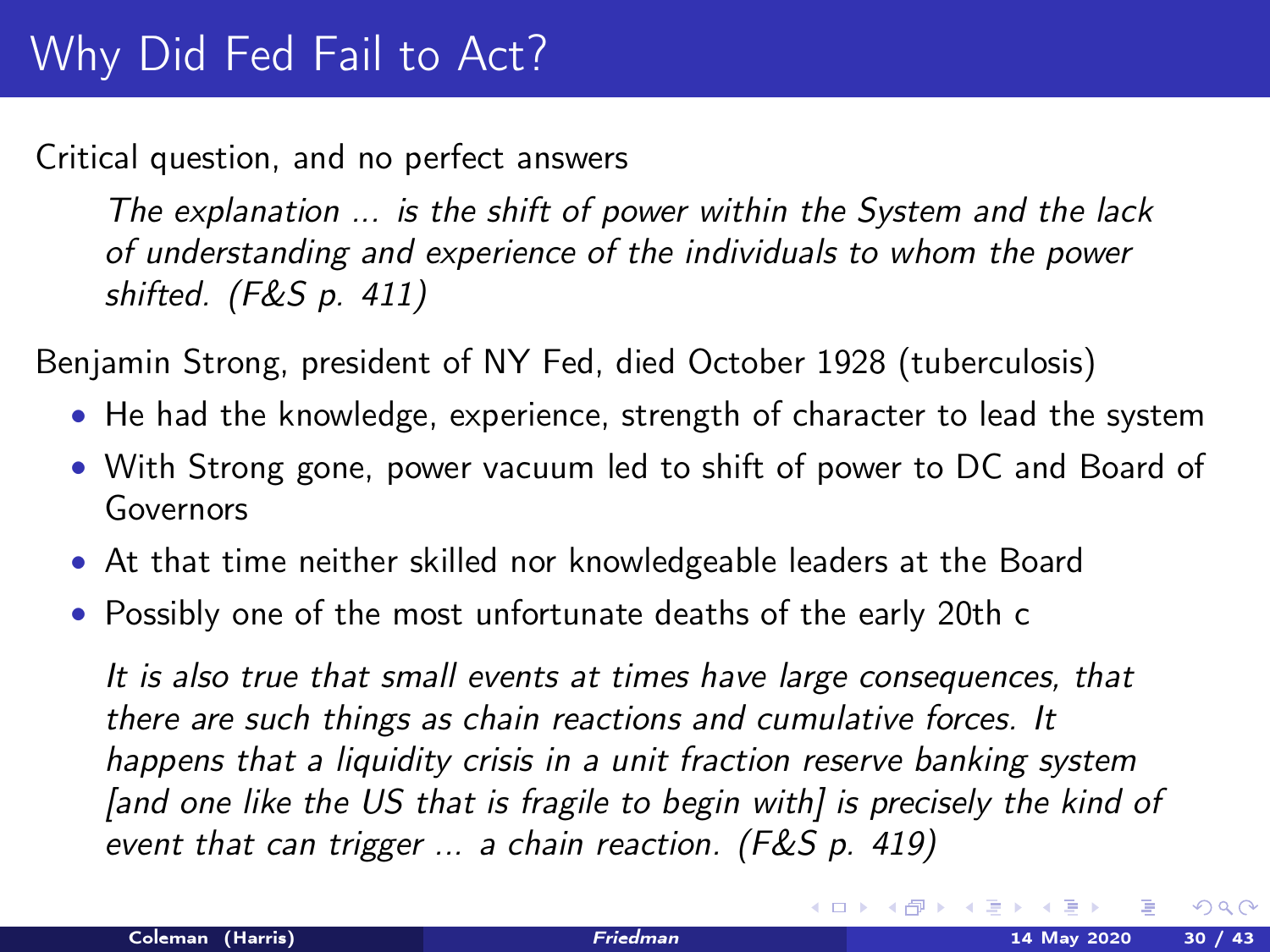# Why Did Fed Fail to Act?

Critical question, and no perfect answers

> *The explanation ... is the shift of power within the System and the lack of understanding and experience of the individuals to whom the power shifted. (F&S p. 411)*

Benjamin Strong, president of NY Fed, died October 1928 (tuberculosis)

- He had the knowledge, experience, strength of character to lead the system
- With Strong gone, power vacuum led to shift of power to DC and Board of Governors
- At that time neither skilled nor knowledgeable leaders at the Board
- Possibly one of the most unfortunate deaths of the early 20th c

> *It is also true that small events at times have large consequences, that there are such things as chain reactions and cumulative forces. It happens that a liquidity crisis in a unit fraction reserve banking system [and one like the US that is fragile to begin with] is precisely the kind of event that can trigger ... a chain reaction. (F&S p. 419)*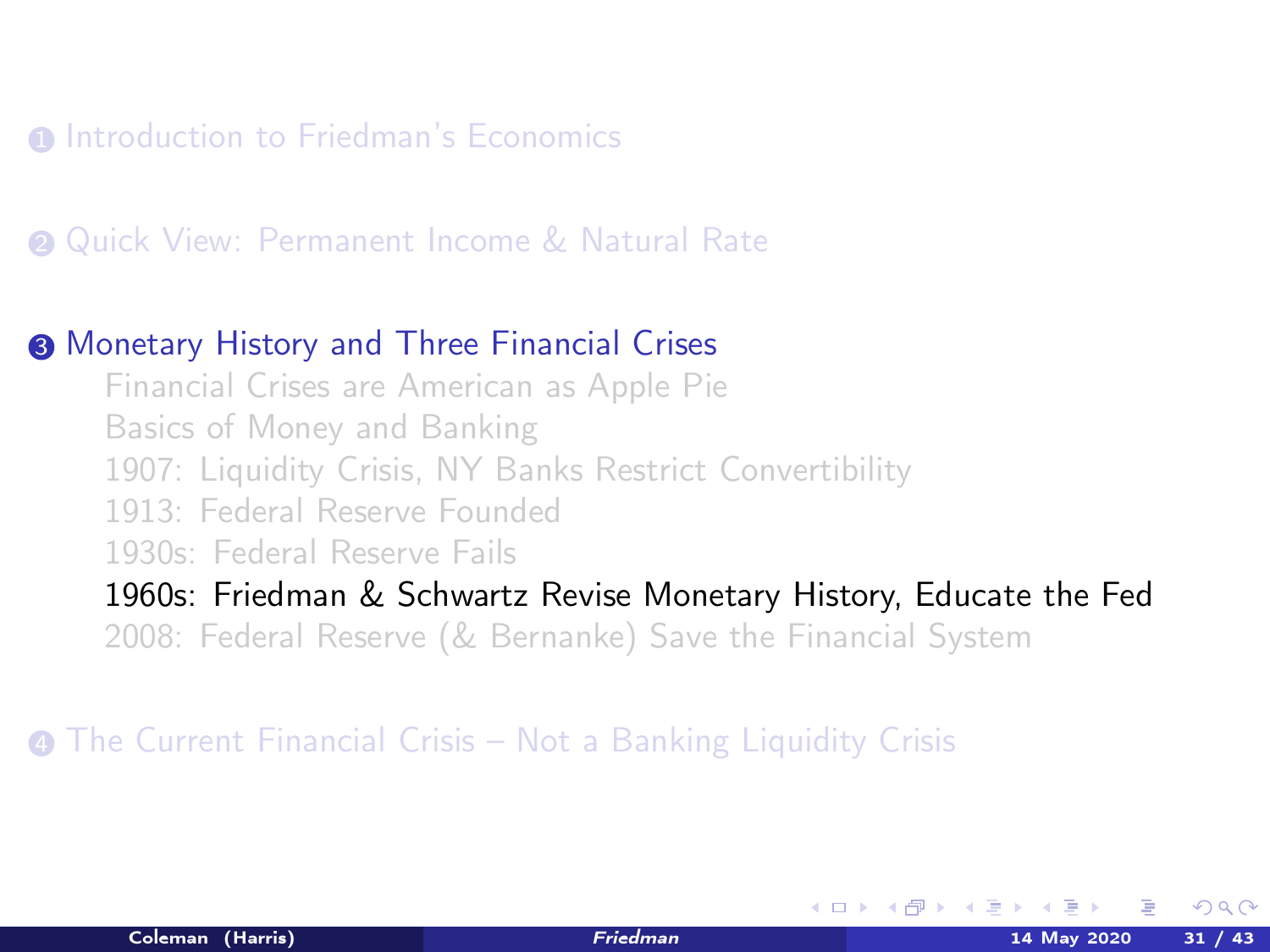1. Introduction to Friedman's Economics

2. Quick View: Permanent Income & Natural Rate

3. Monetary History and Three Financial Crises
   - Financial Crises are American as Apple Pie
   - Basics of Money and Banking
   - 1907: Liquidity Crisis, NY Banks Restrict Convertibility
   - 1913: Federal Reserve Founded
   - 1930s: Federal Reserve Fails
   - **1960s: Friedman & Schwartz Revise Monetary History, Educate the Fed**
   - 2008: Federal Reserve (& Bernanke) Save the Financial System

4. The Current Financial Crisis – Not a Banking Liquidity Crisis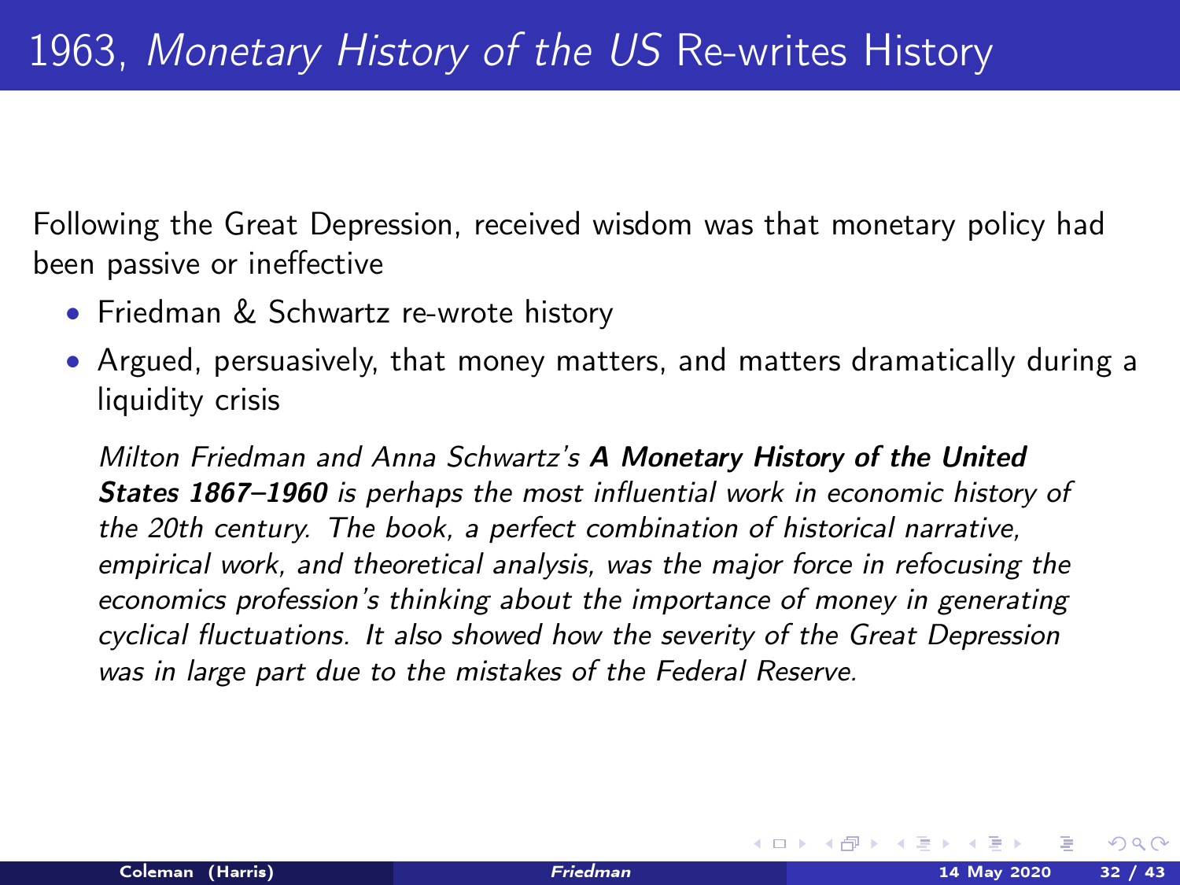# 1963, *Monetary History of the US* Re-writes History

Following the Great Depression, received wisdom was that monetary policy had been passive or ineffective

- Friedman & Schwartz re-wrote history
- Argued, persuasively, that money matters, and matters dramatically during a liquidity crisis

> *Milton Friedman and Anna Schwartz's **A Monetary History of the United States 1867–1960** is perhaps the most influential work in economic history of the 20th century. The book, a perfect combination of historical narrative, empirical work, and theoretical analysis, was the major force in refocusing the economics profession's thinking about the importance of money in generating cyclical fluctuations. It also showed how the severity of the Great Depression was in large part due to the mistakes of the Federal Reserve.*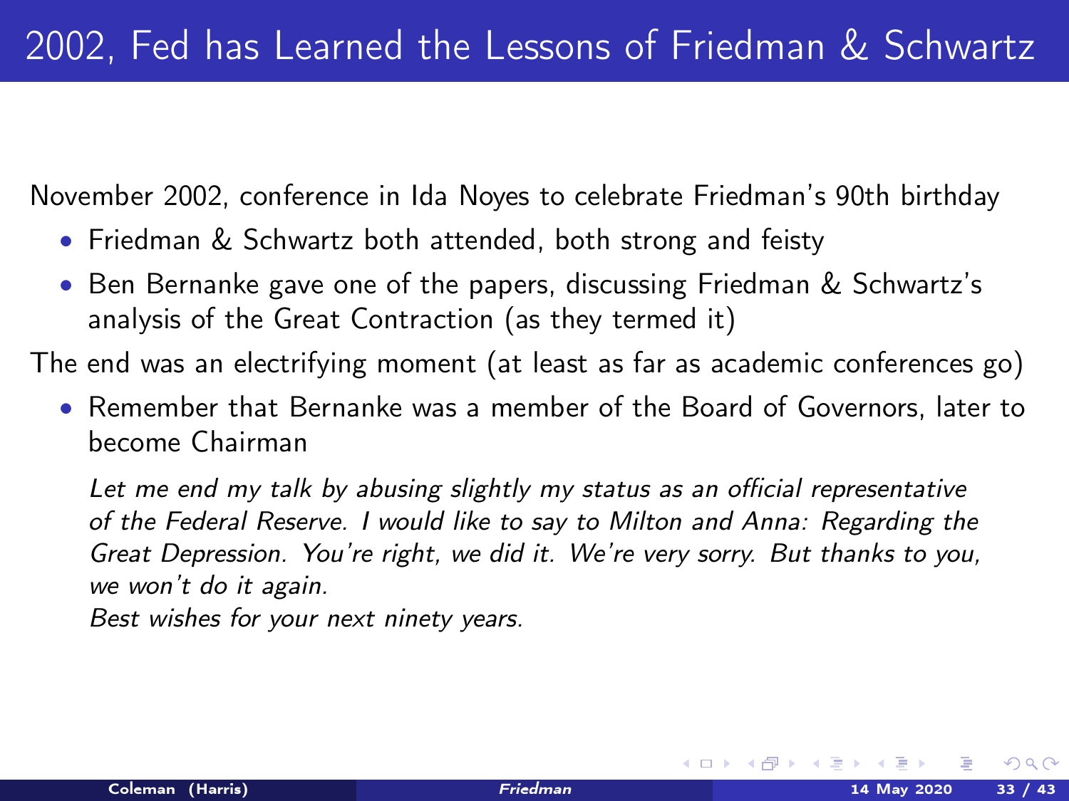# 2002, Fed has Learned the Lessons of Friedman & Schwartz

November 2002, conference in Ida Noyes to celebrate Friedman's 90th birthday

- Friedman & Schwartz both attended, both strong and feisty
- Ben Bernanke gave one of the papers, discussing Friedman & Schwartz's analysis of the Great Contraction (as they termed it)

The end was an electrifying moment (at least as far as academic conferences go)

- Remember that Bernanke was a member of the Board of Governors, later to become Chairman

> *Let me end my talk by abusing slightly my status as an official representative of the Federal Reserve. I would like to say to Milton and Anna: Regarding the Great Depression. You're right, we did it. We're very sorry. But thanks to you, we won't do it again.*
>
> *Best wishes for your next ninety years.*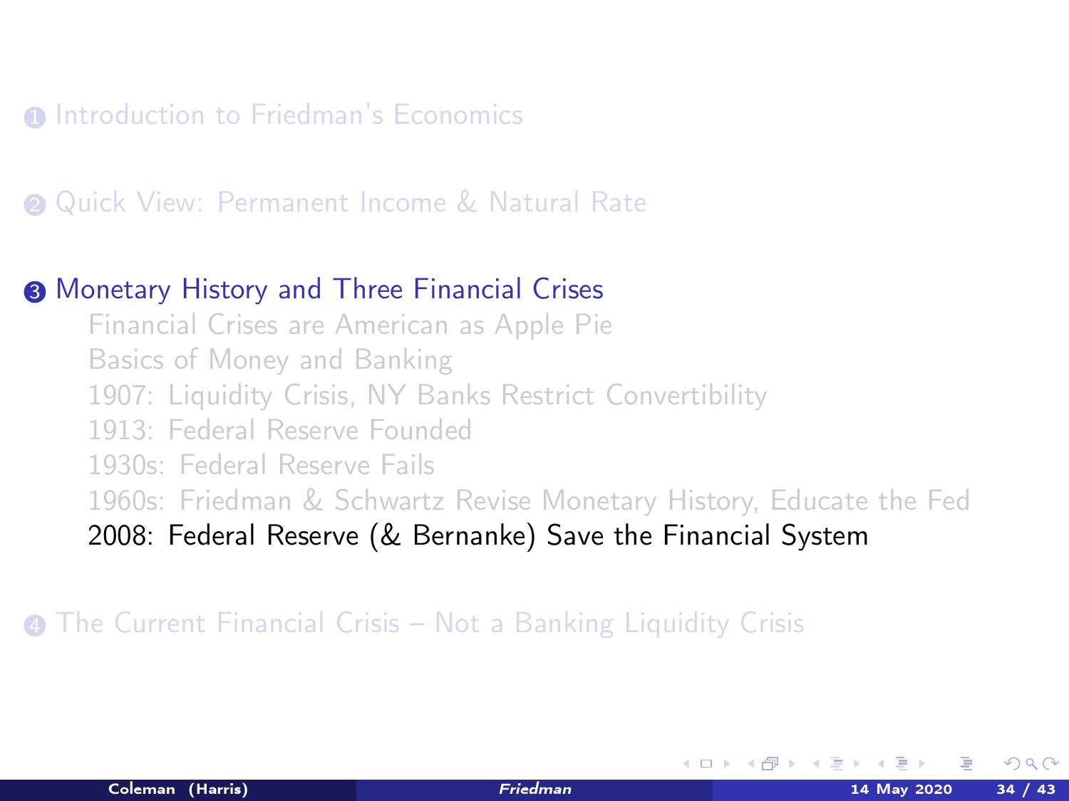1. Introduction to Friedman's Economics

2. Quick View: Permanent Income & Natural Rate

3. **Monetary History and Three Financial Crises**
   - Financial Crises are American as Apple Pie
   - Basics of Money and Banking
   - 1907: Liquidity Crisis, NY Banks Restrict Convertibility
   - 1913: Federal Reserve Founded
   - 1930s: Federal Reserve Fails
   - 1960s: Friedman & Schwartz Revise Monetary History, Educate the Fed
   - **2008: Federal Reserve (& Bernanke) Save the Financial System**

4. The Current Financial Crisis – Not a Banking Liquidity Crisis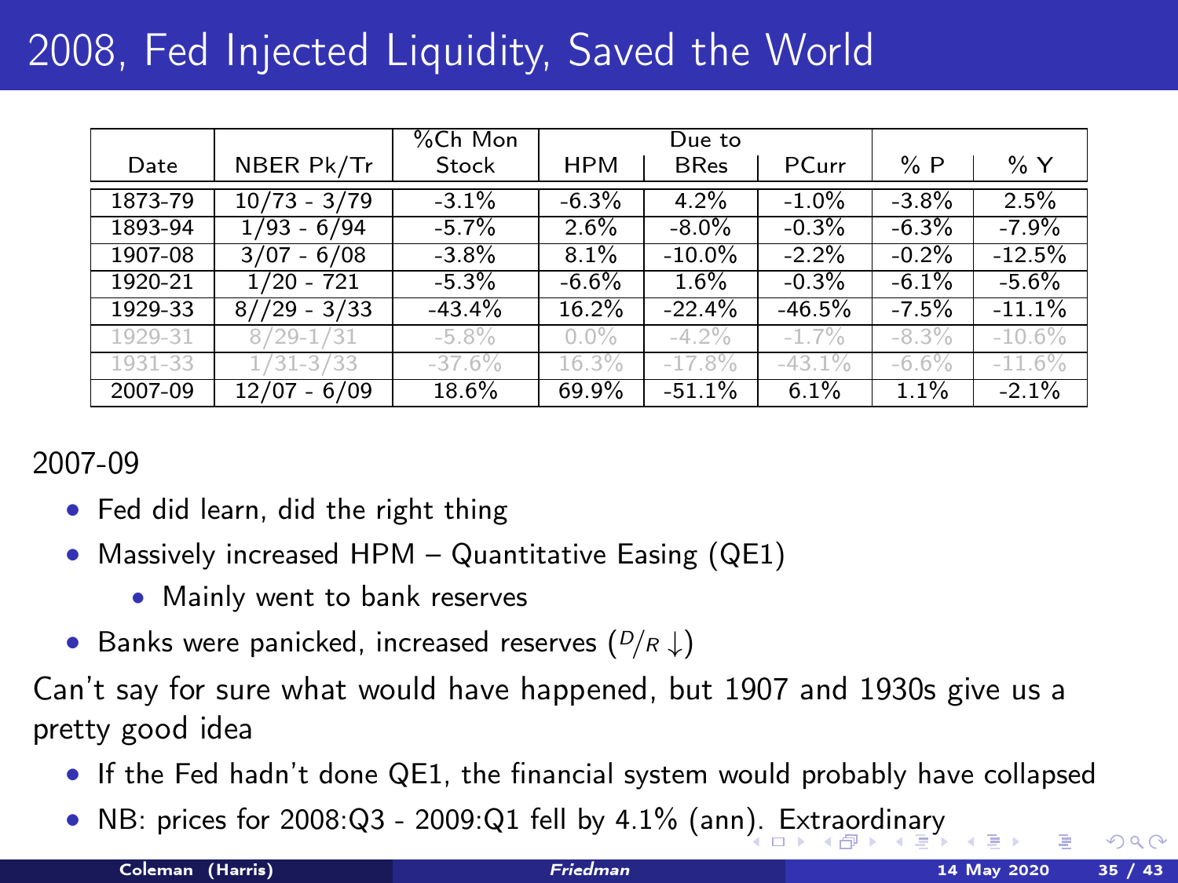# 2008, Fed Injected Liquidity, Saved the World

| Date | NBER Pk/Tr | %Ch Mon Stock | Due to HPM | Due to BRes | Due to PCurr | % P | % Y |
|---|---|---|---|---|---|---|---|
| 1873-79 | 10/73 - 3/79 | -3.1% | -6.3% | 4.2% | -1.0% | -3.8% | 2.5% |
| 1893-94 | 1/93 - 6/94 | -5.7% | 2.6% | -8.0% | -0.3% | -6.3% | -7.9% |
| 1907-08 | 3/07 - 6/08 | -3.8% | 8.1% | -10.0% | -2.2% | -0.2% | -12.5% |
| 1920-21 | 1/20 - 721 | -5.3% | -6.6% | 1.6% | -0.3% | -6.1% | -5.6% |
| 1929-33 | 8//29 - 3/33 | -43.4% | 16.2% | -22.4% | -46.5% | -7.5% | -11.1% |
| 1929-31 | 8/29-1/31 | -5.8% | 0.0% | -4.2% | -1.7% | -8.3% | -10.6% |
| 1931-33 | 1/31-3/33 | -37.6% | 16.3% | -17.8% | -43.1% | -6.6% | -11.6% |
| 2007-09 | 12/07 - 6/09 | 18.6% | 69.9% | -51.1% | 6.1% | 1.1% | -2.1% |

2007-09

- Fed did learn, did the right thing
- Massively increased HPM – Quantitative Easing (QE1)
  - Mainly went to bank reserves
- Banks were panicked, increased reserves ($D/R \downarrow$)

Can't say for sure what would have happened, but 1907 and 1930s give us a pretty good idea

- If the Fed hadn't done QE1, the financial system would probably have collapsed
- NB: prices for 2008:Q3 - 2009:Q1 fell by 4.1% (ann). Extraordinary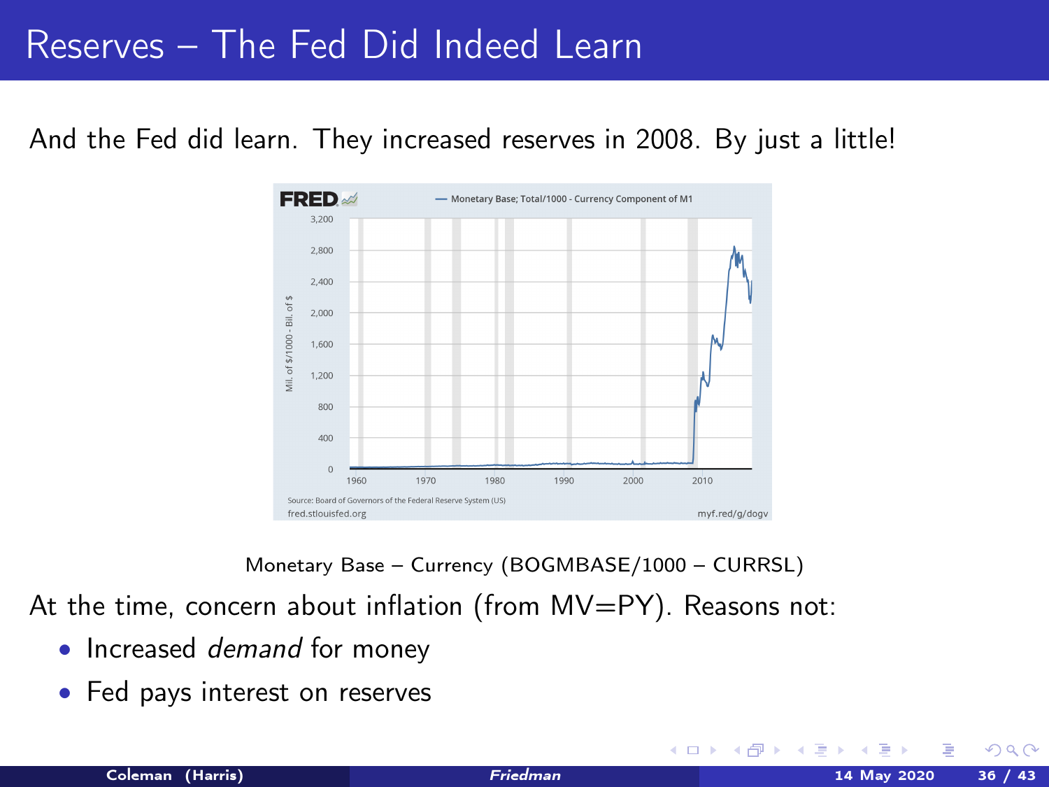# Reserves – The Fed Did Indeed Learn

And the Fed did learn. They increased reserves in 2008. By just a little!

Monetary Base – Currency (BOGMBASE/1000 – CURRSL)

At the time, concern about inflation (from MV=PY). Reasons not:

- Increased *demand* for money
- Fed pays interest on reserves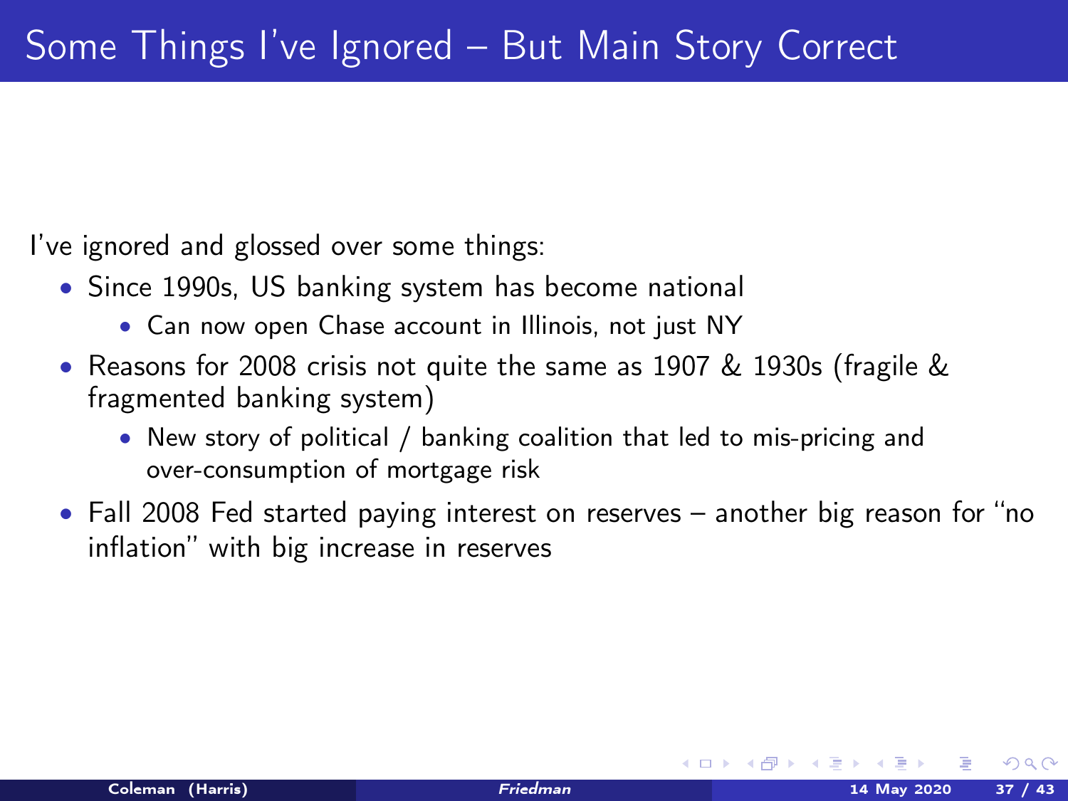# Some Things I've Ignored – But Main Story Correct

I've ignored and glossed over some things:

- Since 1990s, US banking system has become national
  - Can now open Chase account in Illinois, not just NY
- Reasons for 2008 crisis not quite the same as 1907 & 1930s (fragile & fragmented banking system)
  - New story of political / banking coalition that led to mis-pricing and over-consumption of mortgage risk
- Fall 2008 Fed started paying interest on reserves – another big reason for "no inflation" with big increase in reserves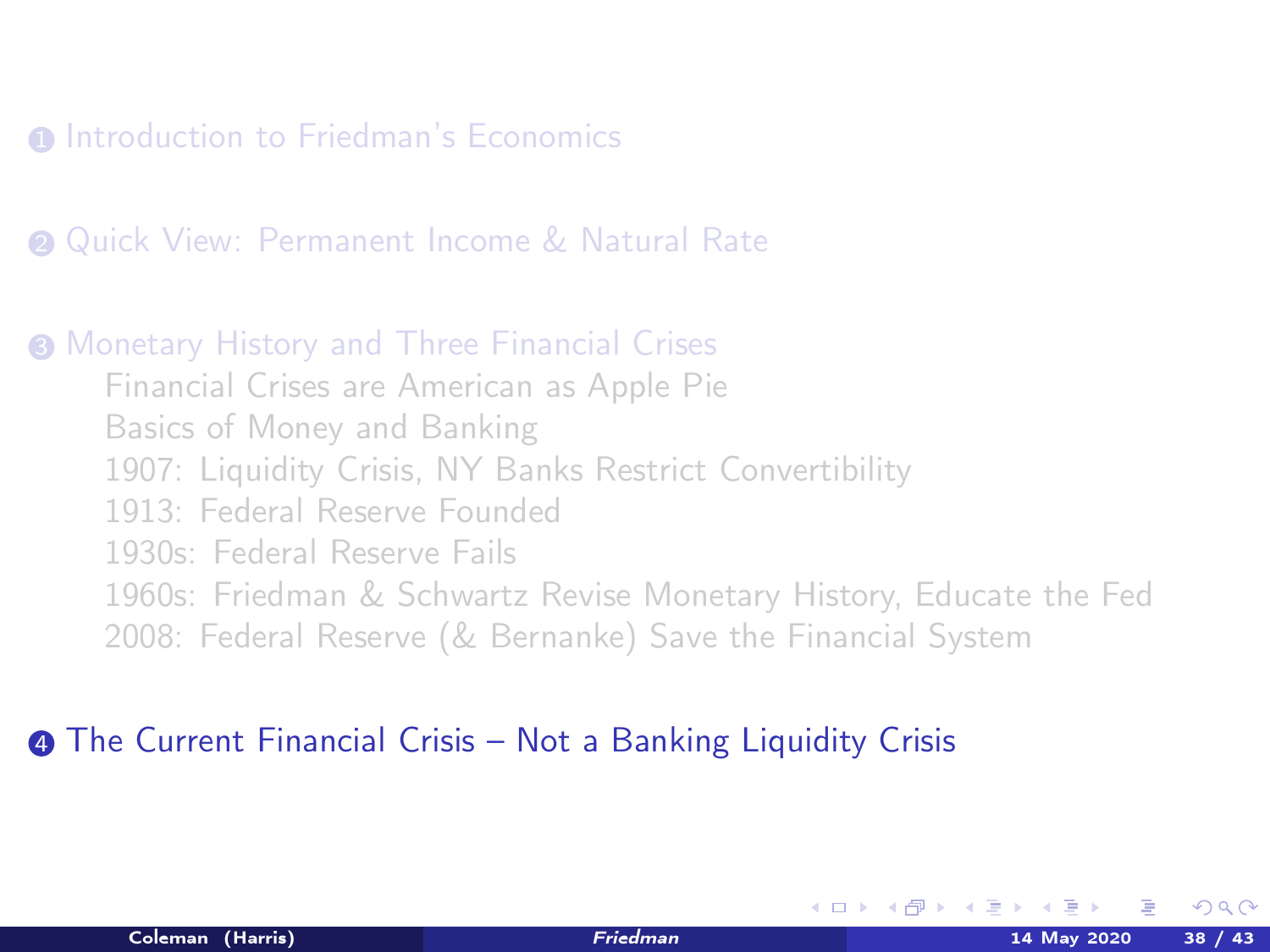1. Introduction to Friedman's Economics

2. Quick View: Permanent Income & Natural Rate

3. Monetary History and Three Financial Crises
   - Financial Crises are American as Apple Pie
   - Basics of Money and Banking
   - 1907: Liquidity Crisis, NY Banks Restrict Convertibility
   - 1913: Federal Reserve Founded
   - 1930s: Federal Reserve Fails
   - 1960s: Friedman & Schwartz Revise Monetary History, Educate the Fed
   - 2008: Federal Reserve (& Bernanke) Save the Financial System

4. The Current Financial Crisis – Not a Banking Liquidity Crisis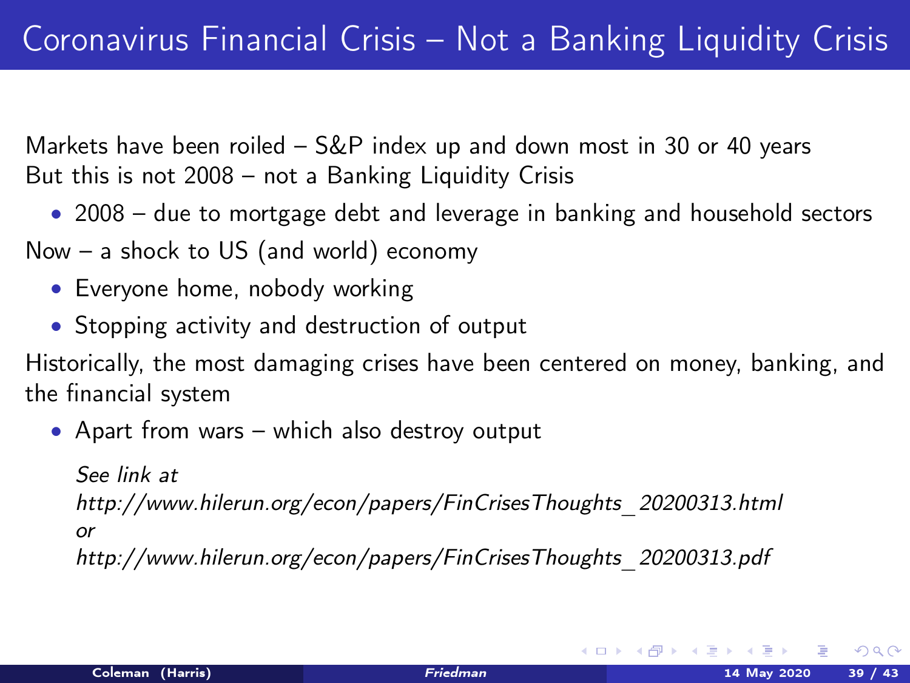# Coronavirus Financial Crisis – Not a Banking Liquidity Crisis

Markets have been roiled – S&P index up and down most in 30 or 40 years
But this is not 2008 – not a Banking Liquidity Crisis

- 2008 – due to mortgage debt and leverage in banking and household sectors

Now – a shock to US (and world) economy

- Everyone home, nobody working
- Stopping activity and destruction of output

Historically, the most damaging crises have been centered on money, banking, and the financial system

- Apart from wars – which also destroy output

  *See link at*
  *http://www.hilerun.org/econ/papers/FinCrisesThoughts_20200313.html*
  *or*
  *http://www.hilerun.org/econ/papers/FinCrisesThoughts_20200313.pdf*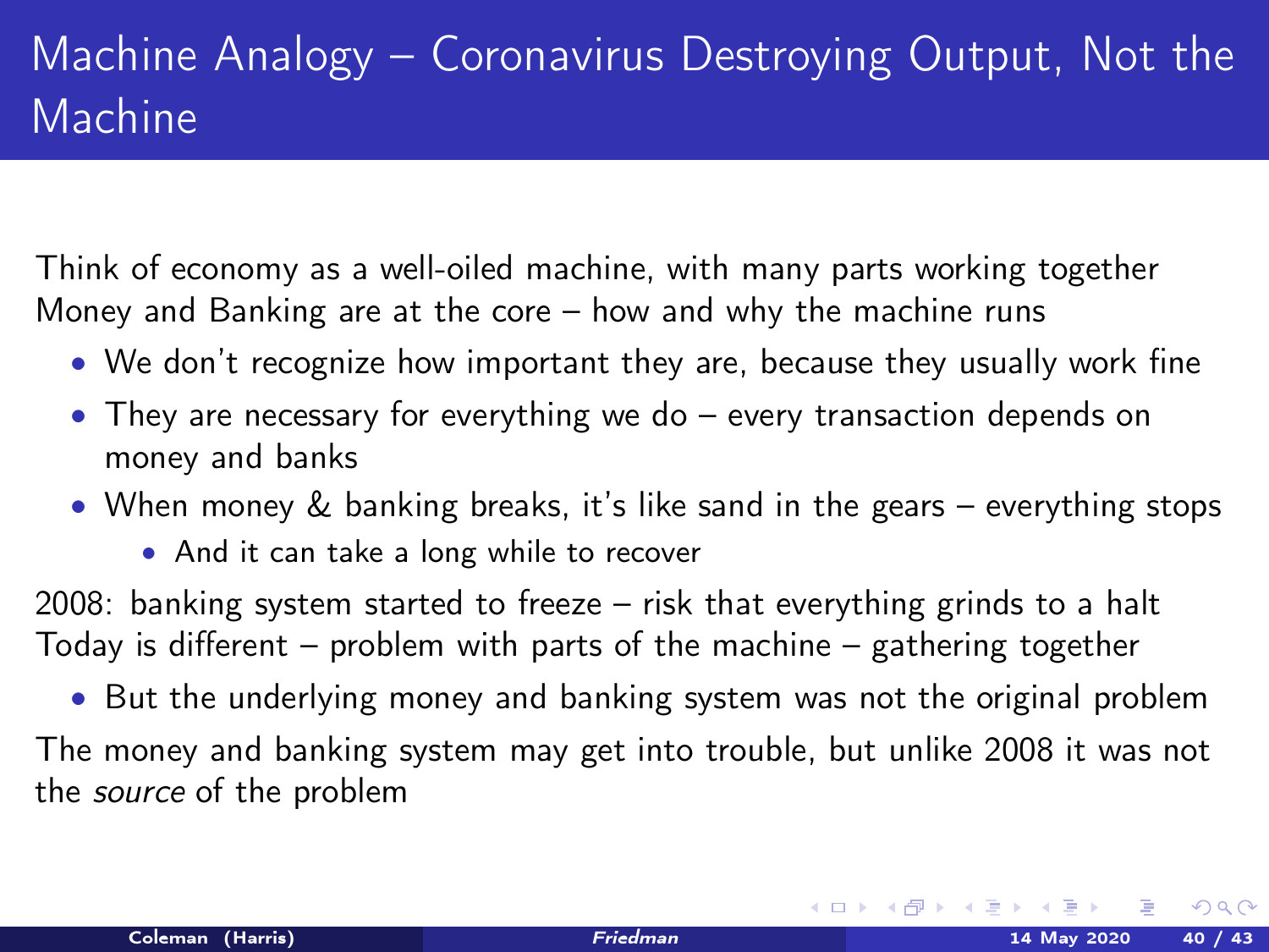# Machine Analogy – Coronavirus Destroying Output, Not the Machine

Think of economy as a well-oiled machine, with many parts working together
Money and Banking are at the core – how and why the machine runs

- We don't recognize how important they are, because they usually work fine
- They are necessary for everything we do – every transaction depends on money and banks
- When money & banking breaks, it's like sand in the gears – everything stops
  - And it can take a long while to recover

2008: banking system started to freeze – risk that everything grinds to a halt
Today is different – problem with parts of the machine – gathering together

- But the underlying money and banking system was not the original problem

The money and banking system may get into trouble, but unlike 2008 it was not the *source* of the problem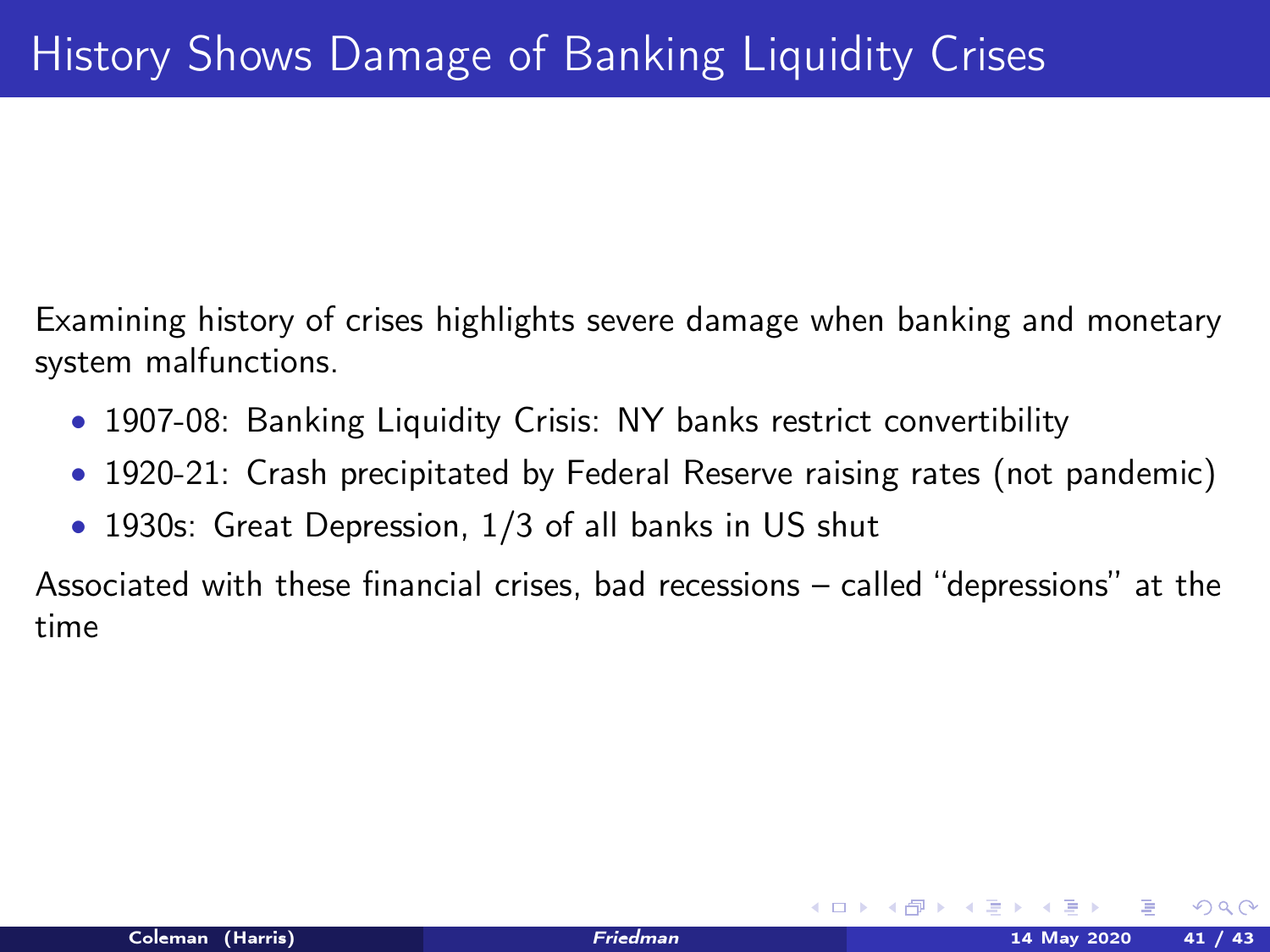# History Shows Damage of Banking Liquidity Crises

Examining history of crises highlights severe damage when banking and monetary system malfunctions.

- 1907-08: Banking Liquidity Crisis: NY banks restrict convertibility
- 1920-21: Crash precipitated by Federal Reserve raising rates (not pandemic)
- 1930s: Great Depression, 1/3 of all banks in US shut

Associated with these financial crises, bad recessions – called "depressions" at the time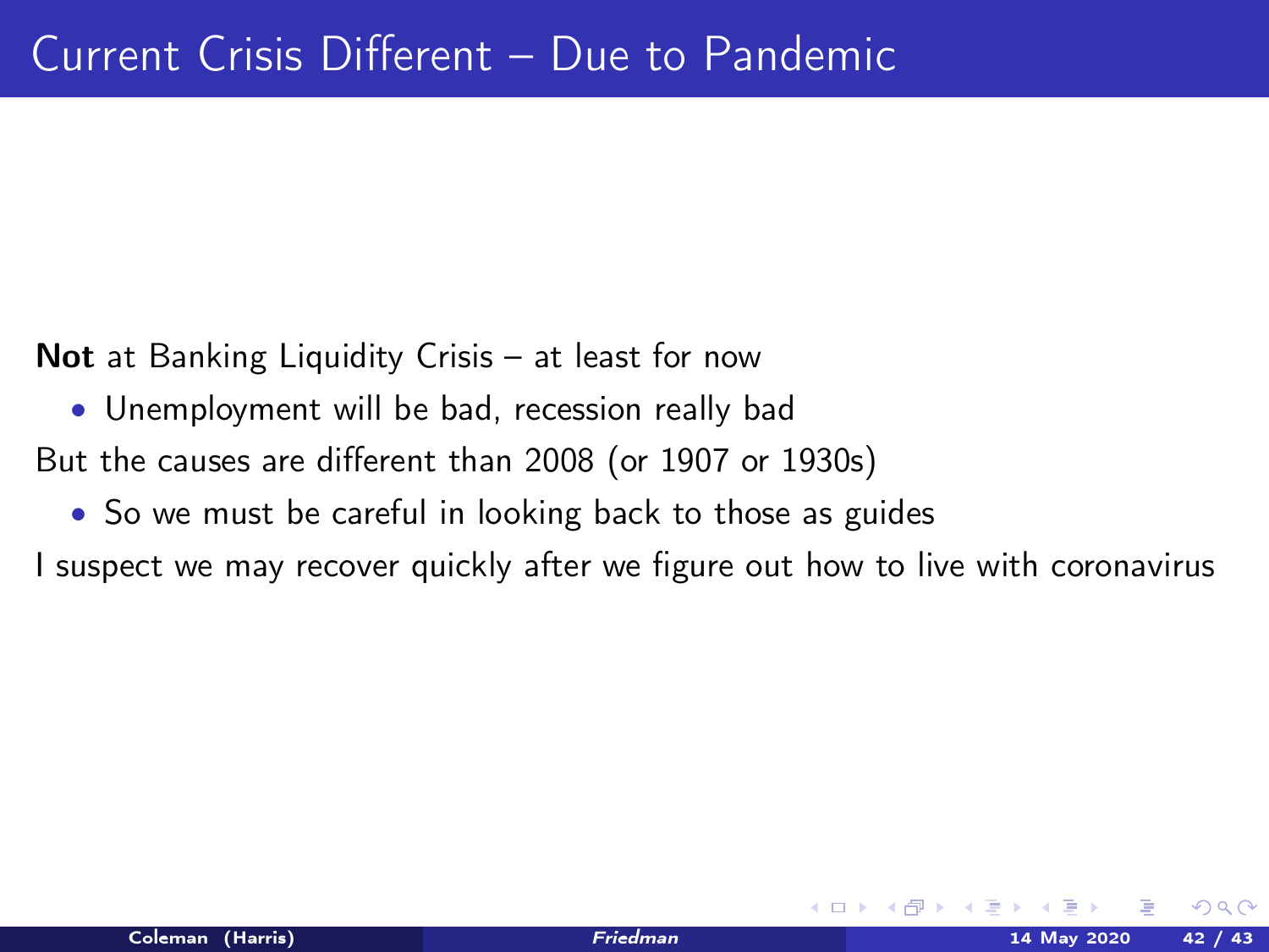# Current Crisis Different – Due to Pandemic

**Not** at Banking Liquidity Crisis – at least for now

- Unemployment will be bad, recession really bad

But the causes are different than 2008 (or 1907 or 1930s)

- So we must be careful in looking back to those as guides

I suspect we may recover quickly after we figure out how to live with coronavirus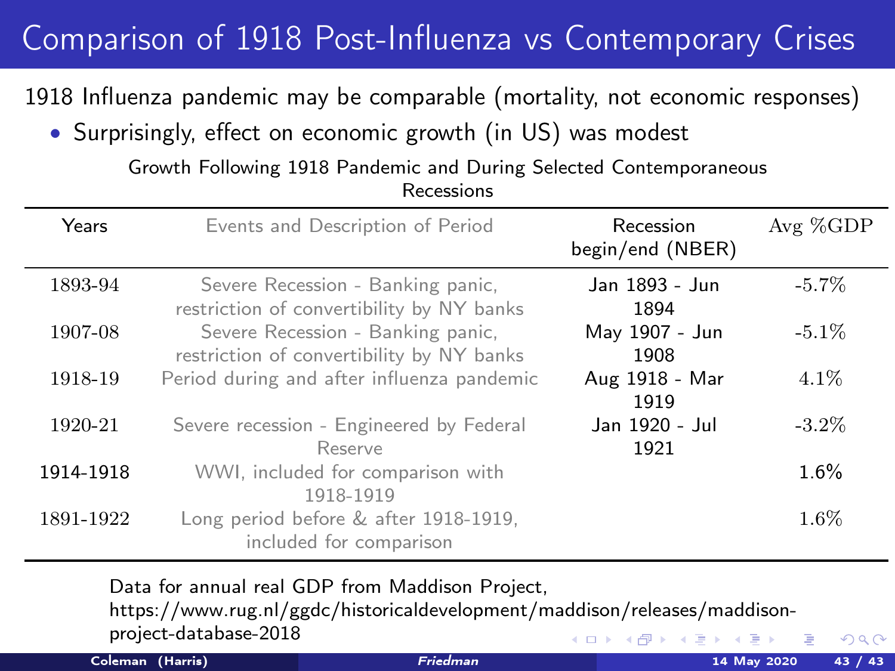# Comparison of 1918 Post-Influenza vs Contemporary Crises

1918 Influenza pandemic may be comparable (mortality, not economic responses)

- Surprisingly, effect on economic growth (in US) was modest

Growth Following 1918 Pandemic and During Selected Contemporaneous Recessions

| Years | Events and Description of Period | Recession begin/end (NBER) | Avg %GDP |
|---|---|---|---|
| 1893-94 | Severe Recession - Banking panic, restriction of convertibility by NY banks | Jan 1893 - Jun 1894 | -5.7% |
| 1907-08 | Severe Recession - Banking panic, restriction of convertibility by NY banks | May 1907 - Jun 1908 | -5.1% |
| 1918-19 | Period during and after influenza pandemic | Aug 1918 - Mar 1919 | 4.1% |
| 1920-21 | Severe recession - Engineered by Federal Reserve | Jan 1920 - Jul 1921 | -3.2% |
| 1914-1918 | WWI, included for comparison with 1918-1919 | | 1.6% |
| 1891-1922 | Long period before & after 1918-1919, included for comparison | | 1.6% |

Data for annual real GDP from Maddison Project, https://www.rug.nl/ggdc/historicaldevelopment/maddison/releases/maddison-project-database-2018